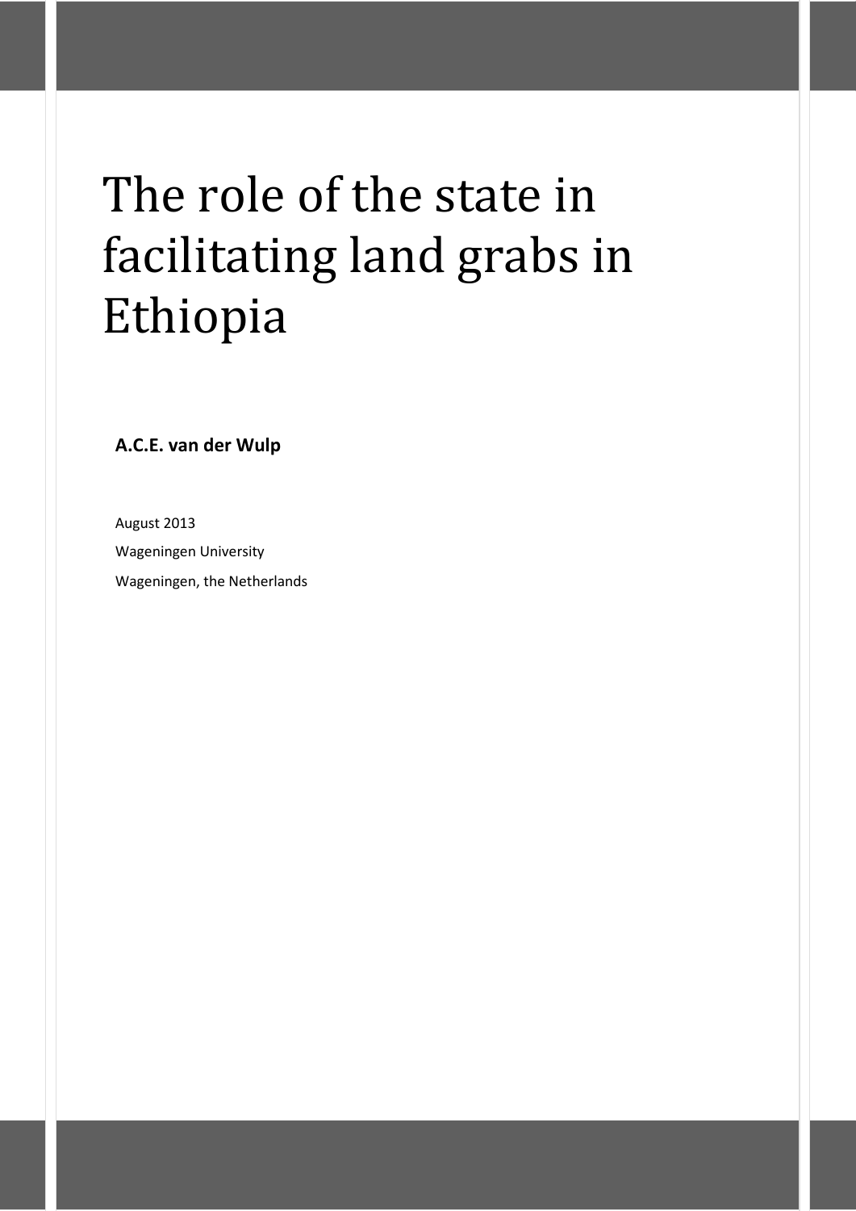# The role of the state in facilitating land grabs in Ethiopia

**A.C.E. van der Wulp**

August 2013

Wageningen University

Wageningen, the Netherlands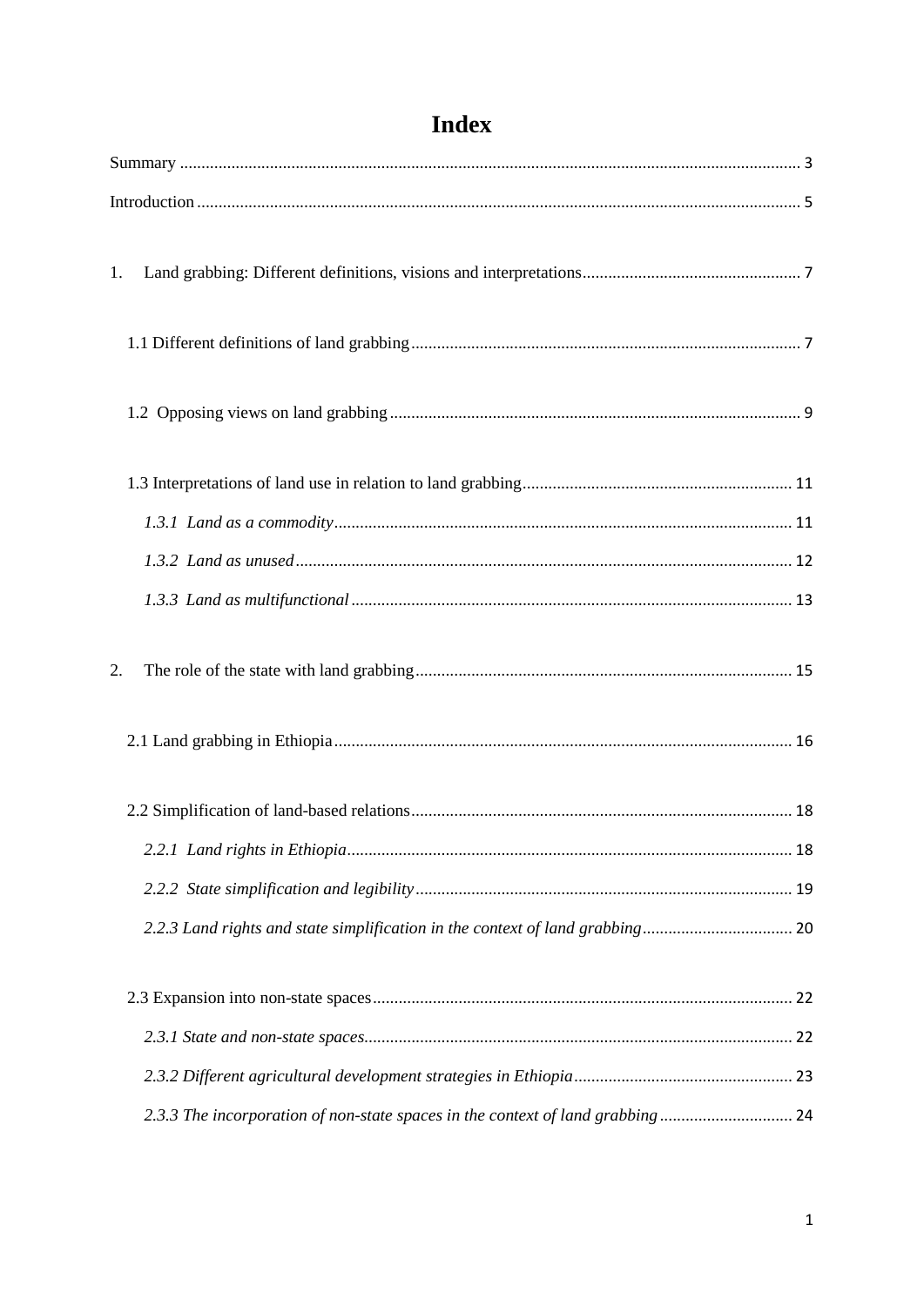# Index

Summary ........................................................................................................................................ 3

Introduction ................................................................................................................................... 5

1. Land grabbing: Different definitions, visions and interpretations .................................................. 7

1.1 Different definitions of land grabbing .......................................................................................... 7

1.2 Opposing views on land grabbing ............................................................................................... 9

1.3 Interpretations of land use in relation to land grabbing .............................................................. 11

*1.3.1 Land as a commodity* ......................................................................................................... 11

*1.3.2 Land as unused* .................................................................................................................. 12

*1.3.3 Land as multifunctional* ..................................................................................................... 13

2. The role of the state with land grabbing ...................................................................................... 15

2.1 Land grabbing in Ethiopia .......................................................................................................... 16

2.2 Simplification of land-based relations ........................................................................................ 18

*2.2.1 Land rights in Ethiopia* ....................................................................................................... 18

*2.2.2 State simplification and legibility* ...................................................................................... 19

*2.2.3 Land rights and state simplification in the context of land grabbing* .................................. 20

2.3 Expansion into non-state spaces ................................................................................................. 22

*2.3.1 State and non-state spaces* .................................................................................................. 22

*2.3.2 Different agricultural development strategies in Ethiopia* .................................................. 23

*2.3.3 The incorporation of non-state spaces in the context of land grabbing* ............................... 24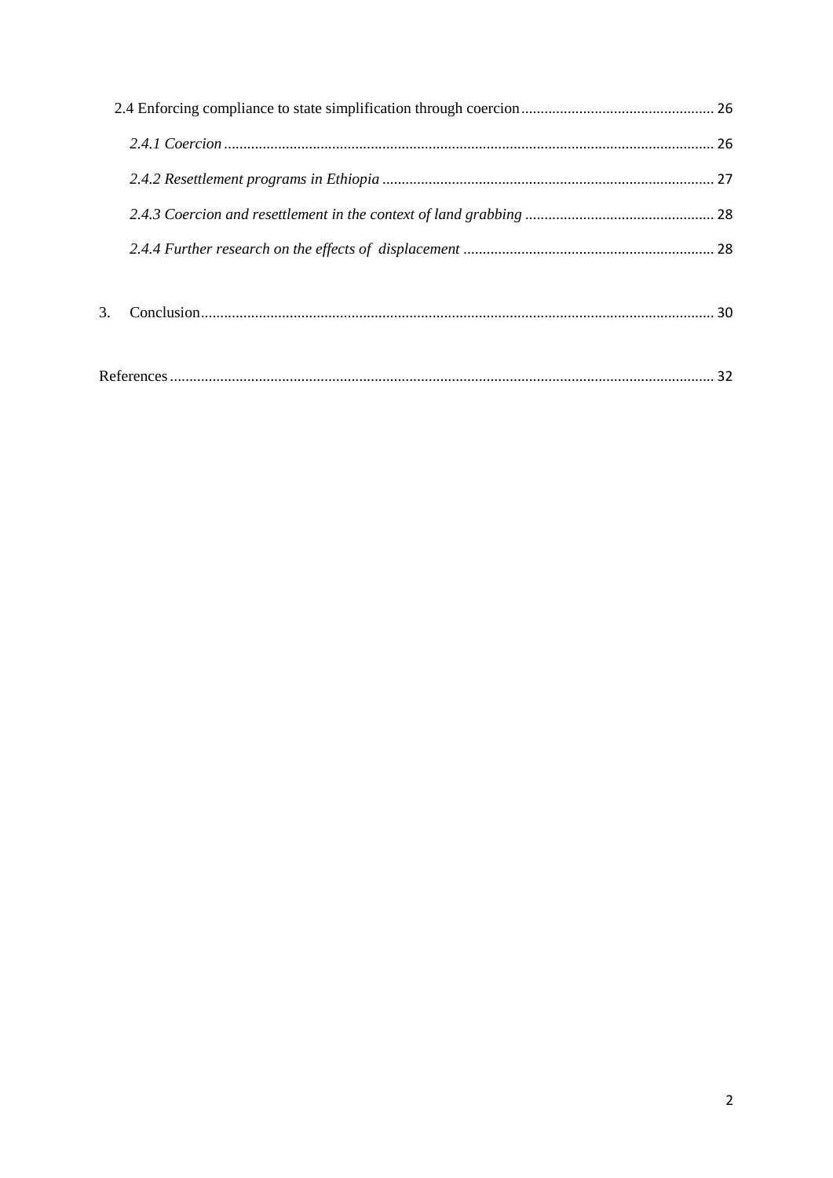2.4 Enforcing compliance to state simplification through coercion ..... 26

*2.4.1 Coercion* ..... 26

*2.4.2 Resettlement programs in Ethiopia* ..... 27

*2.4.3 Coercion and resettlement in the context of land grabbing* ..... 28

*2.4.4 Further research on the effects of displacement* ..... 28

3. Conclusion ..... 30

References ..... 32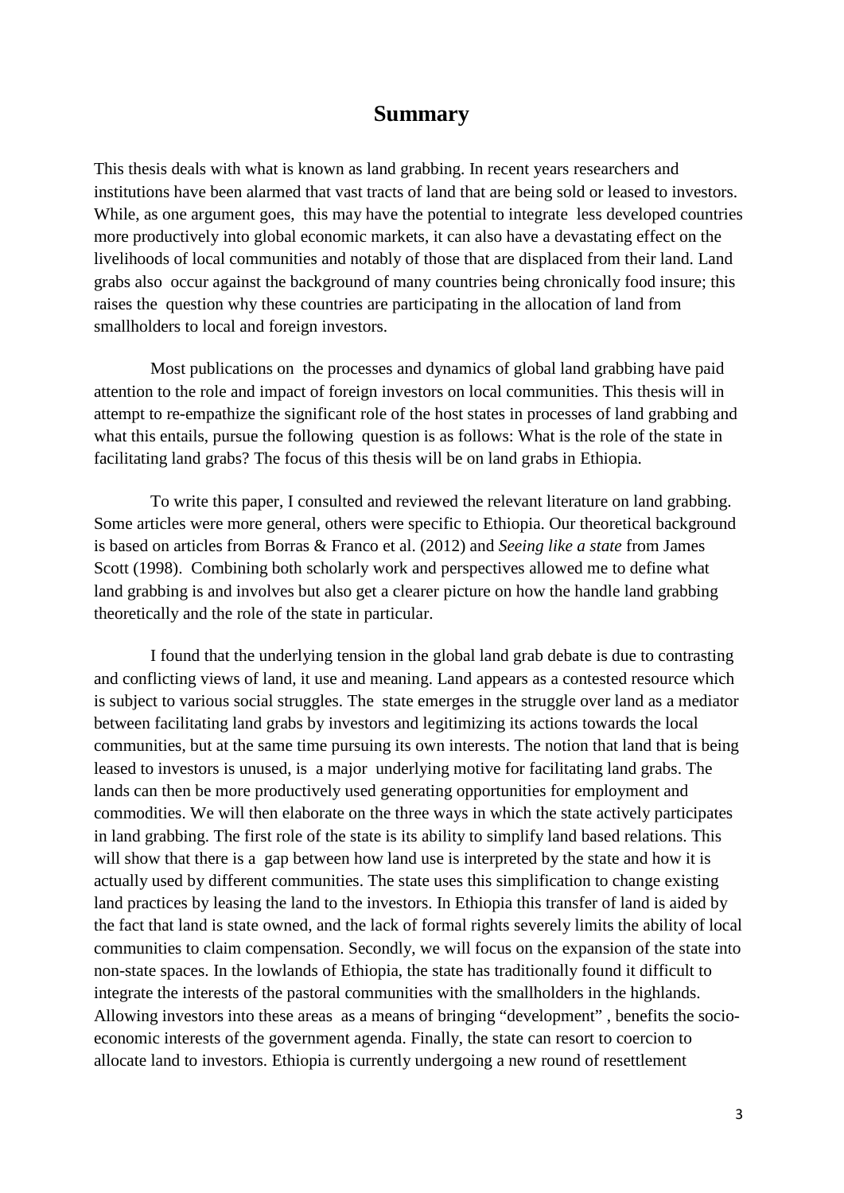# Summary

This thesis deals with what is known as land grabbing. In recent years researchers and institutions have been alarmed that vast tracts of land that are being sold or leased to investors. While, as one argument goes, this may have the potential to integrate less developed countries more productively into global economic markets, it can also have a devastating effect on the livelihoods of local communities and notably of those that are displaced from their land. Land grabs also occur against the background of many countries being chronically food insure; this raises the question why these countries are participating in the allocation of land from smallholders to local and foreign investors.

Most publications on the processes and dynamics of global land grabbing have paid attention to the role and impact of foreign investors on local communities. This thesis will in attempt to re-empathize the significant role of the host states in processes of land grabbing and what this entails, pursue the following question is as follows: What is the role of the state in facilitating land grabs? The focus of this thesis will be on land grabs in Ethiopia.

To write this paper, I consulted and reviewed the relevant literature on land grabbing. Some articles were more general, others were specific to Ethiopia. Our theoretical background is based on articles from Borras & Franco et al. (2012) and *Seeing like a state* from James Scott (1998). Combining both scholarly work and perspectives allowed me to define what land grabbing is and involves but also get a clearer picture on how the handle land grabbing theoretically and the role of the state in particular.

I found that the underlying tension in the global land grab debate is due to contrasting and conflicting views of land, it use and meaning. Land appears as a contested resource which is subject to various social struggles. The state emerges in the struggle over land as a mediator between facilitating land grabs by investors and legitimizing its actions towards the local communities, but at the same time pursuing its own interests. The notion that land that is being leased to investors is unused, is a major underlying motive for facilitating land grabs. The lands can then be more productively used generating opportunities for employment and commodities. We will then elaborate on the three ways in which the state actively participates in land grabbing. The first role of the state is its ability to simplify land based relations. This will show that there is a gap between how land use is interpreted by the state and how it is actually used by different communities. The state uses this simplification to change existing land practices by leasing the land to the investors. In Ethiopia this transfer of land is aided by the fact that land is state owned, and the lack of formal rights severely limits the ability of local communities to claim compensation. Secondly, we will focus on the expansion of the state into non-state spaces. In the lowlands of Ethiopia, the state has traditionally found it difficult to integrate the interests of the pastoral communities with the smallholders in the highlands. Allowing investors into these areas as a means of bringing "development" , benefits the socio-economic interests of the government agenda. Finally, the state can resort to coercion to allocate land to investors. Ethiopia is currently undergoing a new round of resettlement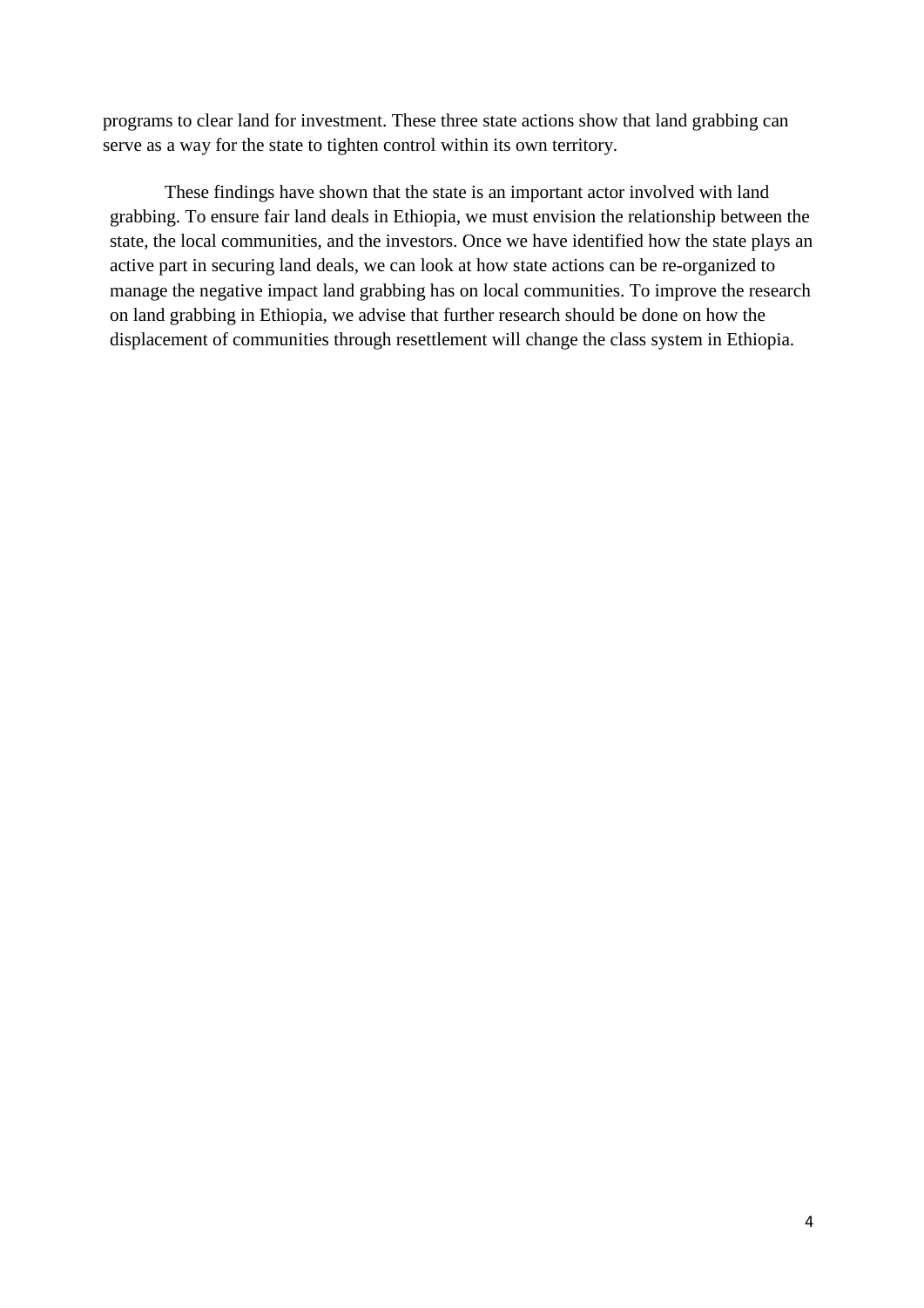programs to clear land for investment. These three state actions show that land grabbing can serve as a way for the state to tighten control within its own territory.

These findings have shown that the state is an important actor involved with land grabbing. To ensure fair land deals in Ethiopia, we must envision the relationship between the state, the local communities, and the investors. Once we have identified how the state plays an active part in securing land deals, we can look at how state actions can be re-organized to manage the negative impact land grabbing has on local communities. To improve the research on land grabbing in Ethiopia, we advise that further research should be done on how the displacement of communities through resettlement will change the class system in Ethiopia.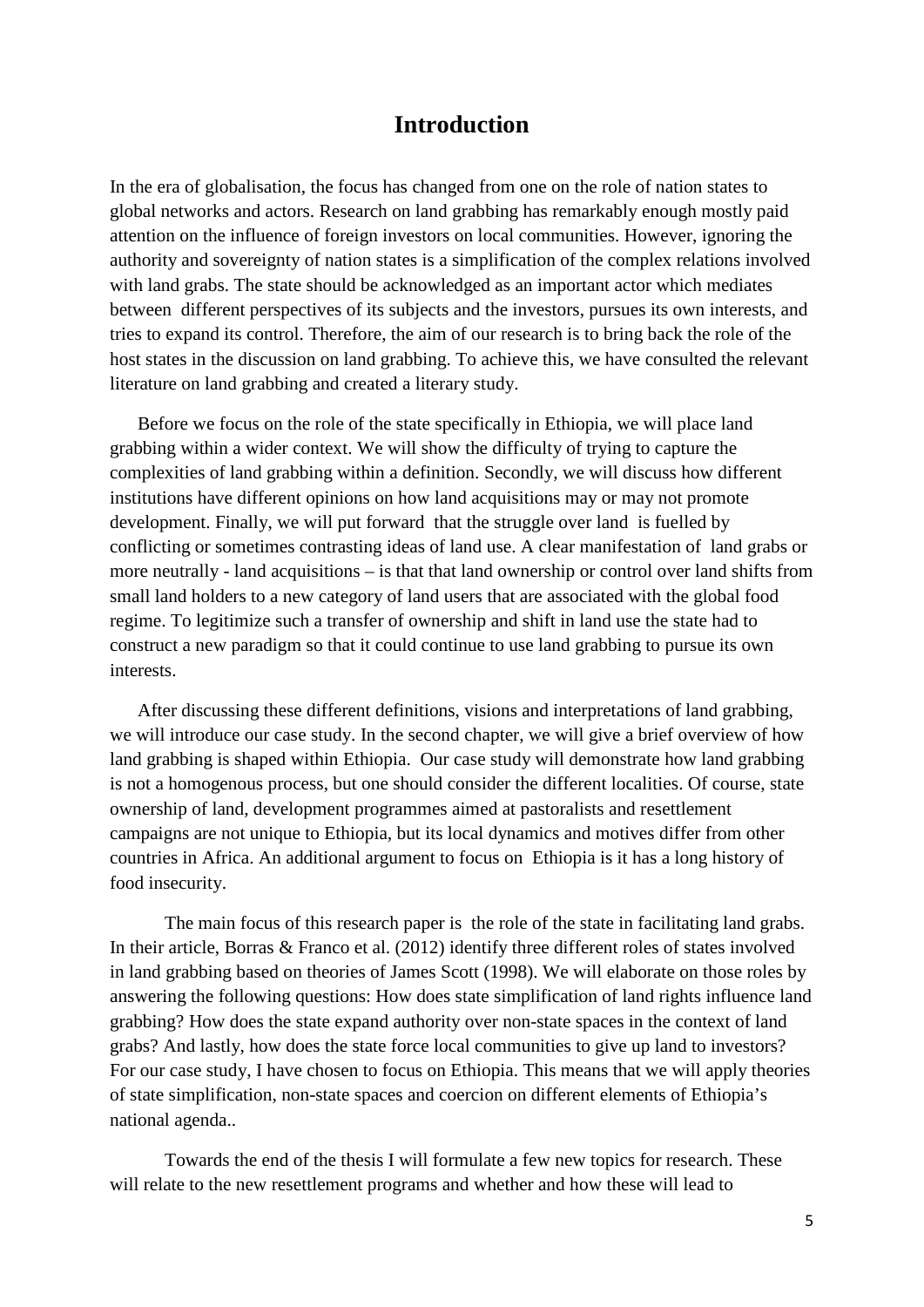# Introduction

In the era of globalisation, the focus has changed from one on the role of nation states to global networks and actors. Research on land grabbing has remarkably enough mostly paid attention on the influence of foreign investors on local communities. However, ignoring the authority and sovereignty of nation states is a simplification of the complex relations involved with land grabs. The state should be acknowledged as an important actor which mediates between different perspectives of its subjects and the investors, pursues its own interests, and tries to expand its control. Therefore, the aim of our research is to bring back the role of the host states in the discussion on land grabbing. To achieve this, we have consulted the relevant literature on land grabbing and created a literary study.

Before we focus on the role of the state specifically in Ethiopia, we will place land grabbing within a wider context. We will show the difficulty of trying to capture the complexities of land grabbing within a definition. Secondly, we will discuss how different institutions have different opinions on how land acquisitions may or may not promote development. Finally, we will put forward that the struggle over land is fuelled by conflicting or sometimes contrasting ideas of land use. A clear manifestation of land grabs or more neutrally - land acquisitions – is that that land ownership or control over land shifts from small land holders to a new category of land users that are associated with the global food regime. To legitimize such a transfer of ownership and shift in land use the state had to construct a new paradigm so that it could continue to use land grabbing to pursue its own interests.

After discussing these different definitions, visions and interpretations of land grabbing, we will introduce our case study. In the second chapter, we will give a brief overview of how land grabbing is shaped within Ethiopia. Our case study will demonstrate how land grabbing is not a homogenous process, but one should consider the different localities. Of course, state ownership of land, development programmes aimed at pastoralists and resettlement campaigns are not unique to Ethiopia, but its local dynamics and motives differ from other countries in Africa. An additional argument to focus on Ethiopia is it has a long history of food insecurity.

The main focus of this research paper is the role of the state in facilitating land grabs. In their article, Borras & Franco et al. (2012) identify three different roles of states involved in land grabbing based on theories of James Scott (1998). We will elaborate on those roles by answering the following questions: How does state simplification of land rights influence land grabbing? How does the state expand authority over non-state spaces in the context of land grabs? And lastly, how does the state force local communities to give up land to investors? For our case study, I have chosen to focus on Ethiopia. This means that we will apply theories of state simplification, non-state spaces and coercion on different elements of Ethiopia's national agenda..

Towards the end of the thesis I will formulate a few new topics for research. These will relate to the new resettlement programs and whether and how these will lead to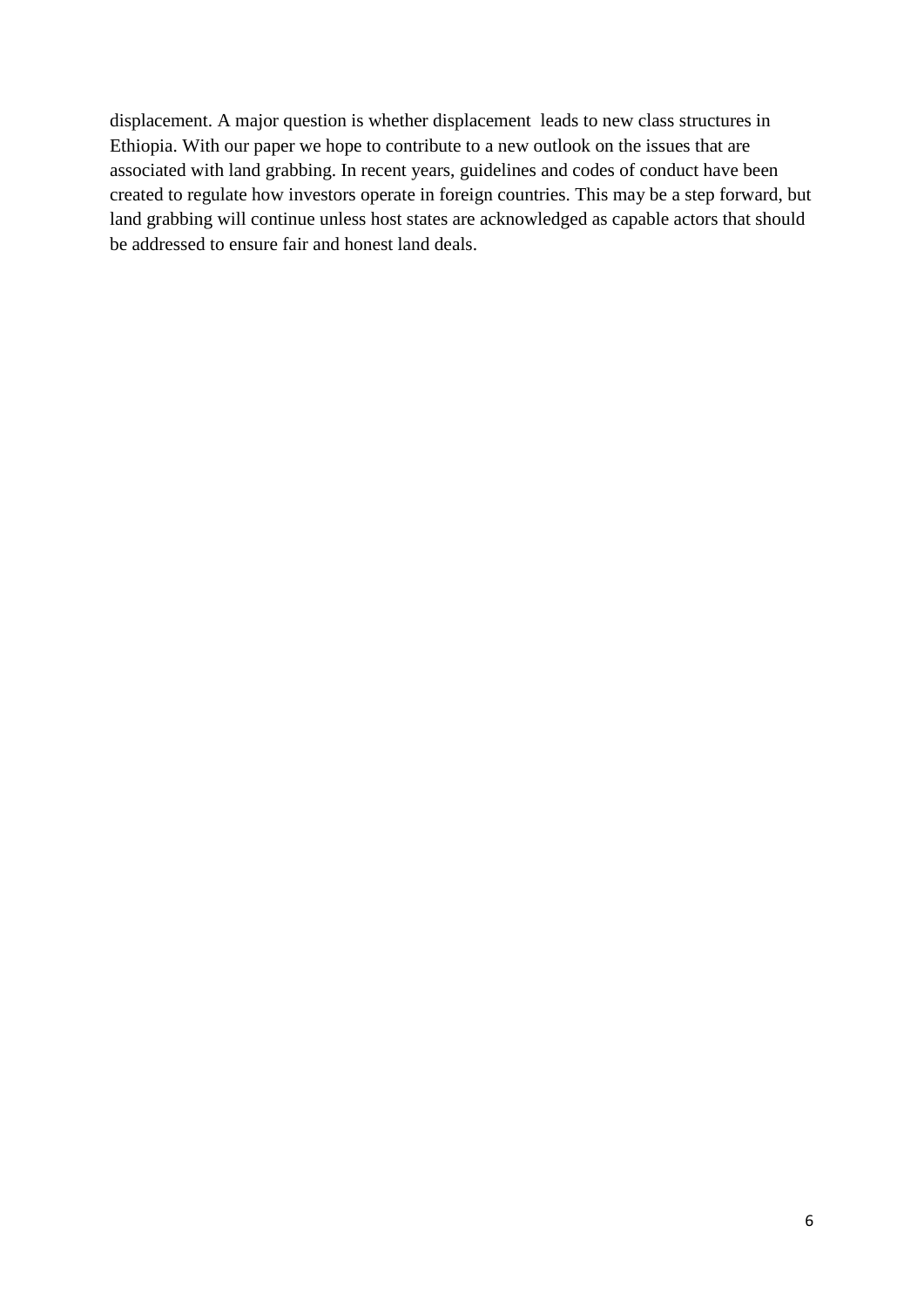displacement. A major question is whether displacement leads to new class structures in Ethiopia. With our paper we hope to contribute to a new outlook on the issues that are associated with land grabbing. In recent years, guidelines and codes of conduct have been created to regulate how investors operate in foreign countries. This may be a step forward, but land grabbing will continue unless host states are acknowledged as capable actors that should be addressed to ensure fair and honest land deals.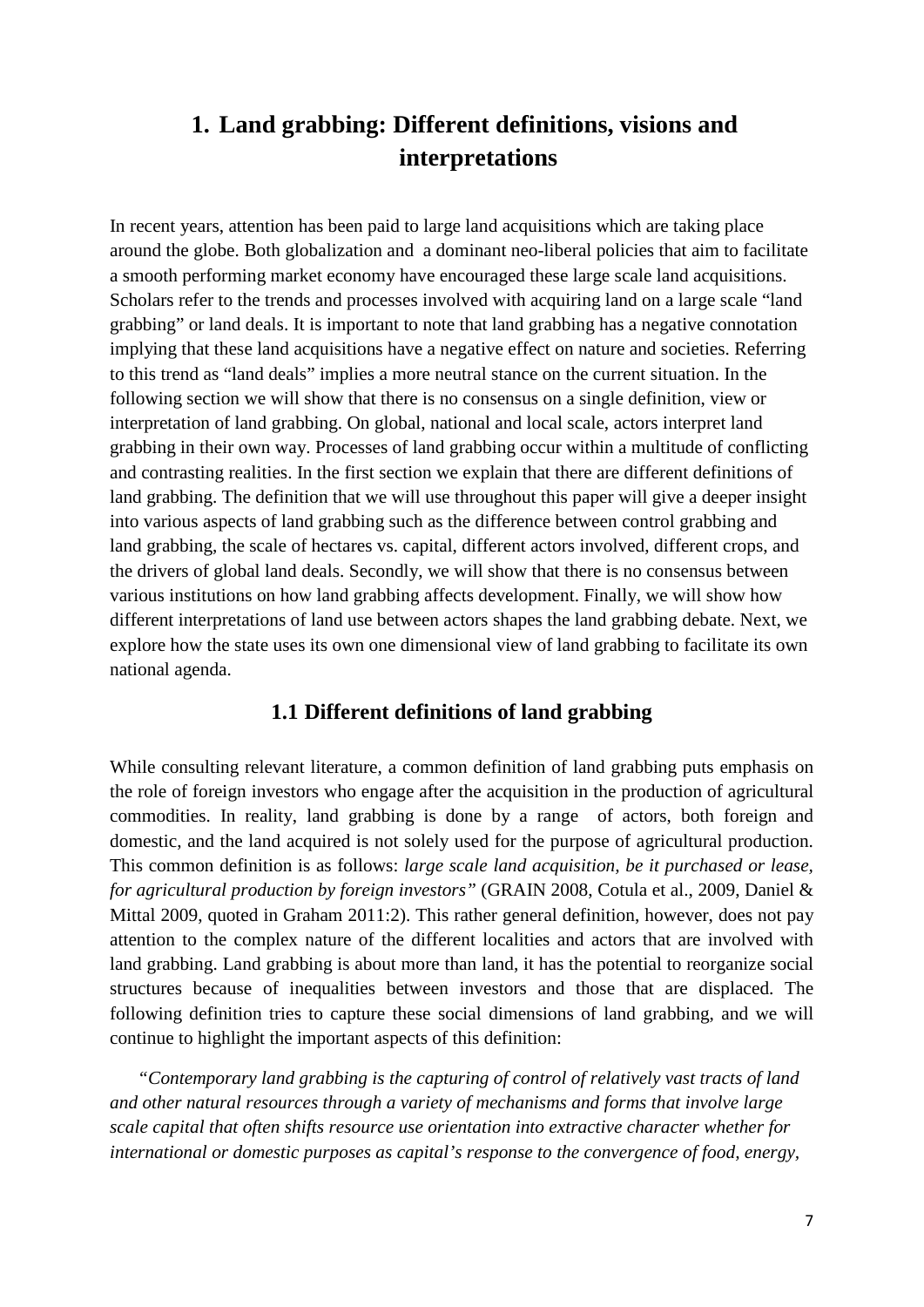# 1. Land grabbing: Different definitions, visions and interpretations

In recent years, attention has been paid to large land acquisitions which are taking place around the globe. Both globalization and a dominant neo-liberal policies that aim to facilitate a smooth performing market economy have encouraged these large scale land acquisitions. Scholars refer to the trends and processes involved with acquiring land on a large scale "land grabbing" or land deals. It is important to note that land grabbing has a negative connotation implying that these land acquisitions have a negative effect on nature and societies. Referring to this trend as "land deals" implies a more neutral stance on the current situation. In the following section we will show that there is no consensus on a single definition, view or interpretation of land grabbing. On global, national and local scale, actors interpret land grabbing in their own way. Processes of land grabbing occur within a multitude of conflicting and contrasting realities. In the first section we explain that there are different definitions of land grabbing. The definition that we will use throughout this paper will give a deeper insight into various aspects of land grabbing such as the difference between control grabbing and land grabbing, the scale of hectares vs. capital, different actors involved, different crops, and the drivers of global land deals. Secondly, we will show that there is no consensus between various institutions on how land grabbing affects development. Finally, we will show how different interpretations of land use between actors shapes the land grabbing debate. Next, we explore how the state uses its own one dimensional view of land grabbing to facilitate its own national agenda.

## 1.1 Different definitions of land grabbing

While consulting relevant literature, a common definition of land grabbing puts emphasis on the role of foreign investors who engage after the acquisition in the production of agricultural commodities. In reality, land grabbing is done by a range of actors, both foreign and domestic, and the land acquired is not solely used for the purpose of agricultural production. This common definition is as follows: *large scale land acquisition, be it purchased or lease, for agricultural production by foreign investors"* (GRAIN 2008, Cotula et al., 2009, Daniel & Mittal 2009, quoted in Graham 2011:2). This rather general definition, however, does not pay attention to the complex nature of the different localities and actors that are involved with land grabbing. Land grabbing is about more than land, it has the potential to reorganize social structures because of inequalities between investors and those that are displaced. The following definition tries to capture these social dimensions of land grabbing, and we will continue to highlight the important aspects of this definition:

"*Contemporary land grabbing is the capturing of control of relatively vast tracts of land and other natural resources through a variety of mechanisms and forms that involve large scale capital that often shifts resource use orientation into extractive character whether for international or domestic purposes as capital's response to the convergence of food, energy,*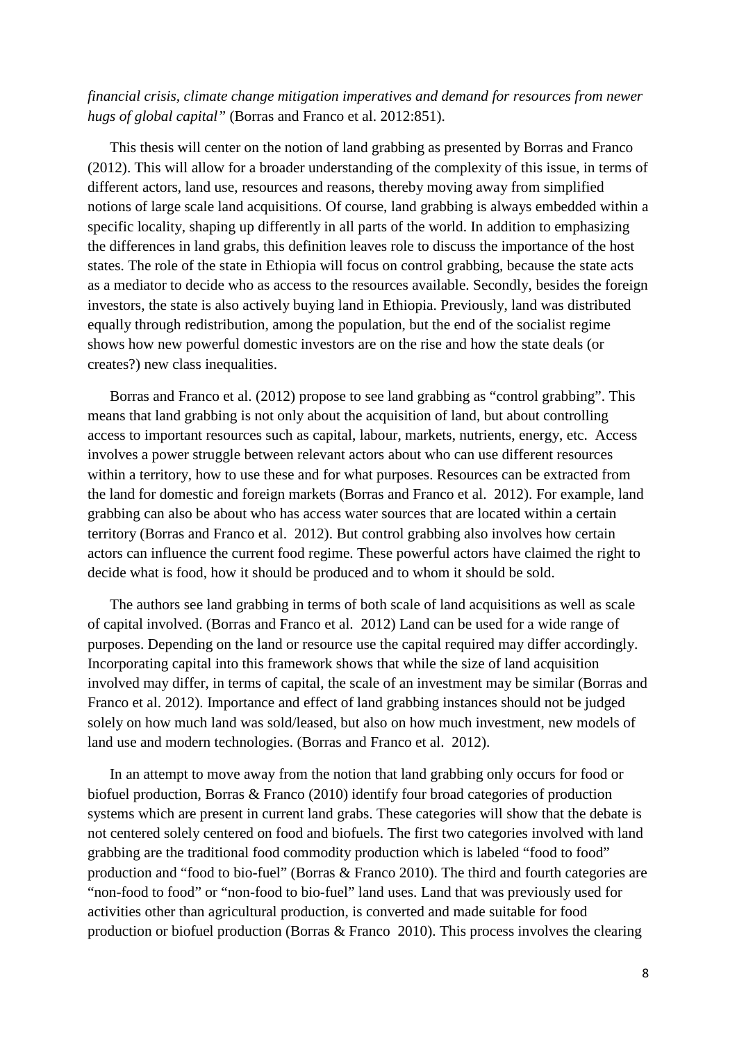*financial crisis, climate change mitigation imperatives and demand for resources from newer hugs of global capital"* (Borras and Franco et al. 2012:851).

This thesis will center on the notion of land grabbing as presented by Borras and Franco (2012). This will allow for a broader understanding of the complexity of this issue, in terms of different actors, land use, resources and reasons, thereby moving away from simplified notions of large scale land acquisitions. Of course, land grabbing is always embedded within a specific locality, shaping up differently in all parts of the world. In addition to emphasizing the differences in land grabs, this definition leaves role to discuss the importance of the host states. The role of the state in Ethiopia will focus on control grabbing, because the state acts as a mediator to decide who as access to the resources available. Secondly, besides the foreign investors, the state is also actively buying land in Ethiopia. Previously, land was distributed equally through redistribution, among the population, but the end of the socialist regime shows how new powerful domestic investors are on the rise and how the state deals (or creates?) new class inequalities.

Borras and Franco et al. (2012) propose to see land grabbing as "control grabbing". This means that land grabbing is not only about the acquisition of land, but about controlling access to important resources such as capital, labour, markets, nutrients, energy, etc. Access involves a power struggle between relevant actors about who can use different resources within a territory, how to use these and for what purposes. Resources can be extracted from the land for domestic and foreign markets (Borras and Franco et al. 2012). For example, land grabbing can also be about who has access water sources that are located within a certain territory (Borras and Franco et al. 2012). But control grabbing also involves how certain actors can influence the current food regime. These powerful actors have claimed the right to decide what is food, how it should be produced and to whom it should be sold.

The authors see land grabbing in terms of both scale of land acquisitions as well as scale of capital involved. (Borras and Franco et al. 2012) Land can be used for a wide range of purposes. Depending on the land or resource use the capital required may differ accordingly. Incorporating capital into this framework shows that while the size of land acquisition involved may differ, in terms of capital, the scale of an investment may be similar (Borras and Franco et al. 2012). Importance and effect of land grabbing instances should not be judged solely on how much land was sold/leased, but also on how much investment, new models of land use and modern technologies. (Borras and Franco et al. 2012).

In an attempt to move away from the notion that land grabbing only occurs for food or biofuel production, Borras & Franco (2010) identify four broad categories of production systems which are present in current land grabs. These categories will show that the debate is not centered solely centered on food and biofuels. The first two categories involved with land grabbing are the traditional food commodity production which is labeled "food to food" production and "food to bio-fuel" (Borras & Franco 2010). The third and fourth categories are "non-food to food" or "non-food to bio-fuel" land uses. Land that was previously used for activities other than agricultural production, is converted and made suitable for food production or biofuel production (Borras & Franco 2010). This process involves the clearing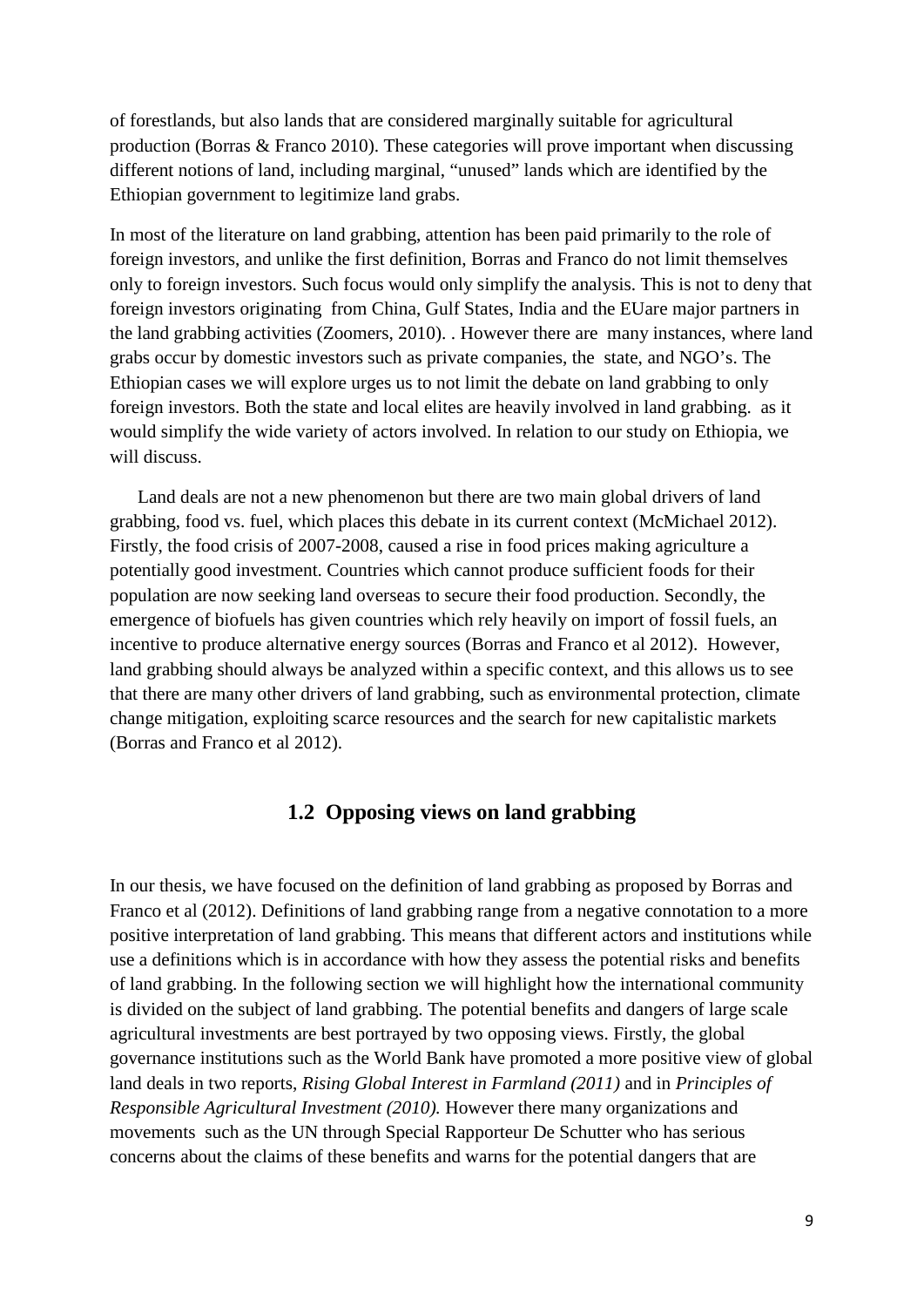of forestlands, but also lands that are considered marginally suitable for agricultural production (Borras & Franco 2010). These categories will prove important when discussing different notions of land, including marginal, "unused" lands which are identified by the Ethiopian government to legitimize land grabs.

In most of the literature on land grabbing, attention has been paid primarily to the role of foreign investors, and unlike the first definition, Borras and Franco do not limit themselves only to foreign investors. Such focus would only simplify the analysis. This is not to deny that foreign investors originating from China, Gulf States, India and the EUare major partners in the land grabbing activities (Zoomers, 2010). . However there are many instances, where land grabs occur by domestic investors such as private companies, the state, and NGO's. The Ethiopian cases we will explore urges us to not limit the debate on land grabbing to only foreign investors. Both the state and local elites are heavily involved in land grabbing. as it would simplify the wide variety of actors involved. In relation to our study on Ethiopia, we will discuss.

Land deals are not a new phenomenon but there are two main global drivers of land grabbing, food vs. fuel, which places this debate in its current context (McMichael 2012). Firstly, the food crisis of 2007-2008, caused a rise in food prices making agriculture a potentially good investment. Countries which cannot produce sufficient foods for their population are now seeking land overseas to secure their food production. Secondly, the emergence of biofuels has given countries which rely heavily on import of fossil fuels, an incentive to produce alternative energy sources (Borras and Franco et al 2012). However, land grabbing should always be analyzed within a specific context, and this allows us to see that there are many other drivers of land grabbing, such as environmental protection, climate change mitigation, exploiting scarce resources and the search for new capitalistic markets (Borras and Franco et al 2012).

## 1.2 Opposing views on land grabbing

In our thesis, we have focused on the definition of land grabbing as proposed by Borras and Franco et al (2012). Definitions of land grabbing range from a negative connotation to a more positive interpretation of land grabbing. This means that different actors and institutions while use a definitions which is in accordance with how they assess the potential risks and benefits of land grabbing. In the following section we will highlight how the international community is divided on the subject of land grabbing. The potential benefits and dangers of large scale agricultural investments are best portrayed by two opposing views. Firstly, the global governance institutions such as the World Bank have promoted a more positive view of global land deals in two reports, *Rising Global Interest in Farmland (2011)* and in *Principles of Responsible Agricultural Investment (2010).* However there many organizations and movements such as the UN through Special Rapporteur De Schutter who has serious concerns about the claims of these benefits and warns for the potential dangers that are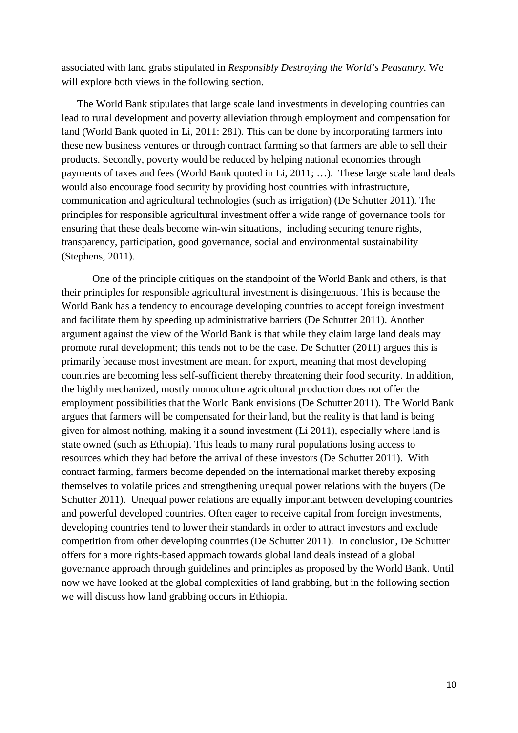associated with land grabs stipulated in *Responsibly Destroying the World's Peasantry.* We will explore both views in the following section.

The World Bank stipulates that large scale land investments in developing countries can lead to rural development and poverty alleviation through employment and compensation for land (World Bank quoted in Li, 2011: 281). This can be done by incorporating farmers into these new business ventures or through contract farming so that farmers are able to sell their products. Secondly, poverty would be reduced by helping national economies through payments of taxes and fees (World Bank quoted in Li, 2011; …). These large scale land deals would also encourage food security by providing host countries with infrastructure, communication and agricultural technologies (such as irrigation) (De Schutter 2011). The principles for responsible agricultural investment offer a wide range of governance tools for ensuring that these deals become win-win situations, including securing tenure rights, transparency, participation, good governance, social and environmental sustainability (Stephens, 2011).

One of the principle critiques on the standpoint of the World Bank and others, is that their principles for responsible agricultural investment is disingenuous. This is because the World Bank has a tendency to encourage developing countries to accept foreign investment and facilitate them by speeding up administrative barriers (De Schutter 2011). Another argument against the view of the World Bank is that while they claim large land deals may promote rural development; this tends not to be the case. De Schutter (2011) argues this is primarily because most investment are meant for export, meaning that most developing countries are becoming less self-sufficient thereby threatening their food security. In addition, the highly mechanized, mostly monoculture agricultural production does not offer the employment possibilities that the World Bank envisions (De Schutter 2011). The World Bank argues that farmers will be compensated for their land, but the reality is that land is being given for almost nothing, making it a sound investment (Li 2011), especially where land is state owned (such as Ethiopia). This leads to many rural populations losing access to resources which they had before the arrival of these investors (De Schutter 2011). With contract farming, farmers become depended on the international market thereby exposing themselves to volatile prices and strengthening unequal power relations with the buyers (De Schutter 2011). Unequal power relations are equally important between developing countries and powerful developed countries. Often eager to receive capital from foreign investments, developing countries tend to lower their standards in order to attract investors and exclude competition from other developing countries (De Schutter 2011). In conclusion, De Schutter offers for a more rights-based approach towards global land deals instead of a global governance approach through guidelines and principles as proposed by the World Bank. Until now we have looked at the global complexities of land grabbing, but in the following section we will discuss how land grabbing occurs in Ethiopia.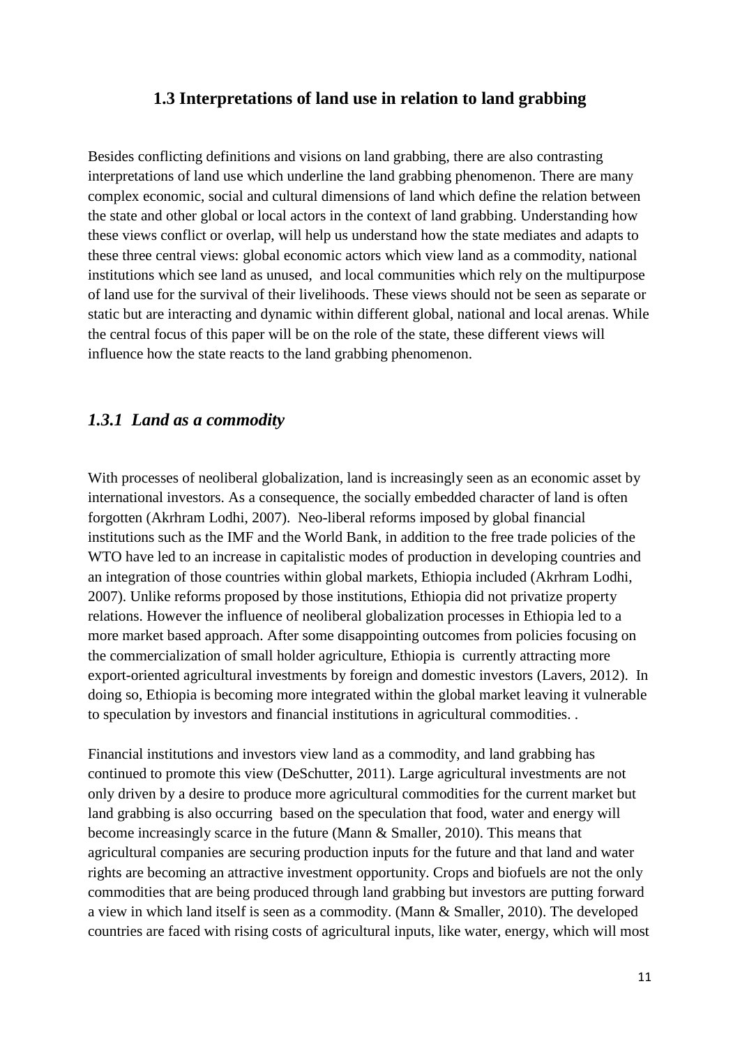## 1.3 Interpretations of land use in relation to land grabbing

Besides conflicting definitions and visions on land grabbing, there are also contrasting interpretations of land use which underline the land grabbing phenomenon. There are many complex economic, social and cultural dimensions of land which define the relation between the state and other global or local actors in the context of land grabbing. Understanding how these views conflict or overlap, will help us understand how the state mediates and adapts to these three central views: global economic actors which view land as a commodity, national institutions which see land as unused, and local communities which rely on the multipurpose of land use for the survival of their livelihoods. These views should not be seen as separate or static but are interacting and dynamic within different global, national and local arenas. While the central focus of this paper will be on the role of the state, these different views will influence how the state reacts to the land grabbing phenomenon.

### *1.3.1 Land as a commodity*

With processes of neoliberal globalization, land is increasingly seen as an economic asset by international investors. As a consequence, the socially embedded character of land is often forgotten (Akrhram Lodhi, 2007). Neo-liberal reforms imposed by global financial institutions such as the IMF and the World Bank, in addition to the free trade policies of the WTO have led to an increase in capitalistic modes of production in developing countries and an integration of those countries within global markets, Ethiopia included (Akrhram Lodhi, 2007). Unlike reforms proposed by those institutions, Ethiopia did not privatize property relations. However the influence of neoliberal globalization processes in Ethiopia led to a more market based approach. After some disappointing outcomes from policies focusing on the commercialization of small holder agriculture, Ethiopia is currently attracting more export-oriented agricultural investments by foreign and domestic investors (Lavers, 2012). In doing so, Ethiopia is becoming more integrated within the global market leaving it vulnerable to speculation by investors and financial institutions in agricultural commodities. .

Financial institutions and investors view land as a commodity, and land grabbing has continued to promote this view (DeSchutter, 2011). Large agricultural investments are not only driven by a desire to produce more agricultural commodities for the current market but land grabbing is also occurring based on the speculation that food, water and energy will become increasingly scarce in the future (Mann & Smaller, 2010). This means that agricultural companies are securing production inputs for the future and that land and water rights are becoming an attractive investment opportunity. Crops and biofuels are not the only commodities that are being produced through land grabbing but investors are putting forward a view in which land itself is seen as a commodity. (Mann & Smaller, 2010). The developed countries are faced with rising costs of agricultural inputs, like water, energy, which will most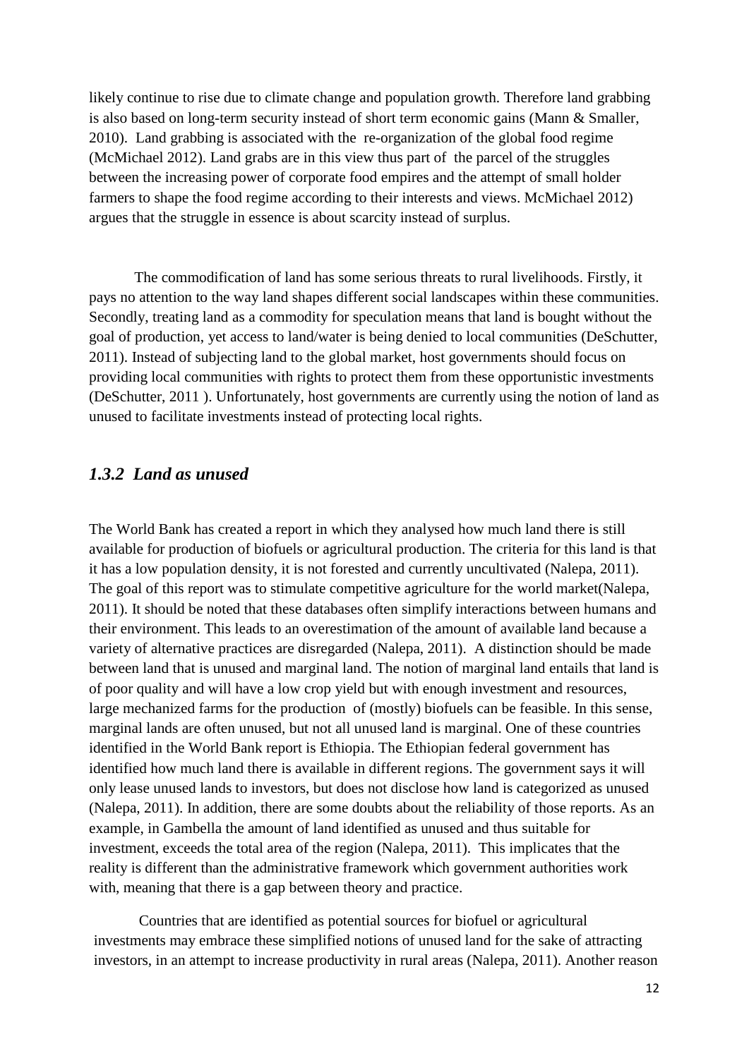likely continue to rise due to climate change and population growth. Therefore land grabbing is also based on long-term security instead of short term economic gains (Mann & Smaller, 2010). Land grabbing is associated with the re-organization of the global food regime (McMichael 2012). Land grabs are in this view thus part of the parcel of the struggles between the increasing power of corporate food empires and the attempt of small holder farmers to shape the food regime according to their interests and views. McMichael 2012) argues that the struggle in essence is about scarcity instead of surplus.

The commodification of land has some serious threats to rural livelihoods. Firstly, it pays no attention to the way land shapes different social landscapes within these communities. Secondly, treating land as a commodity for speculation means that land is bought without the goal of production, yet access to land/water is being denied to local communities (DeSchutter, 2011). Instead of subjecting land to the global market, host governments should focus on providing local communities with rights to protect them from these opportunistic investments (DeSchutter, 2011 ). Unfortunately, host governments are currently using the notion of land as unused to facilitate investments instead of protecting local rights.

### *1.3.2 Land as unused*

The World Bank has created a report in which they analysed how much land there is still available for production of biofuels or agricultural production. The criteria for this land is that it has a low population density, it is not forested and currently uncultivated (Nalepa, 2011). The goal of this report was to stimulate competitive agriculture for the world market(Nalepa, 2011). It should be noted that these databases often simplify interactions between humans and their environment. This leads to an overestimation of the amount of available land because a variety of alternative practices are disregarded (Nalepa, 2011). A distinction should be made between land that is unused and marginal land. The notion of marginal land entails that land is of poor quality and will have a low crop yield but with enough investment and resources, large mechanized farms for the production of (mostly) biofuels can be feasible. In this sense, marginal lands are often unused, but not all unused land is marginal. One of these countries identified in the World Bank report is Ethiopia. The Ethiopian federal government has identified how much land there is available in different regions. The government says it will only lease unused lands to investors, but does not disclose how land is categorized as unused (Nalepa, 2011). In addition, there are some doubts about the reliability of those reports. As an example, in Gambella the amount of land identified as unused and thus suitable for investment, exceeds the total area of the region (Nalepa, 2011). This implicates that the reality is different than the administrative framework which government authorities work with, meaning that there is a gap between theory and practice.

Countries that are identified as potential sources for biofuel or agricultural investments may embrace these simplified notions of unused land for the sake of attracting investors, in an attempt to increase productivity in rural areas (Nalepa, 2011). Another reason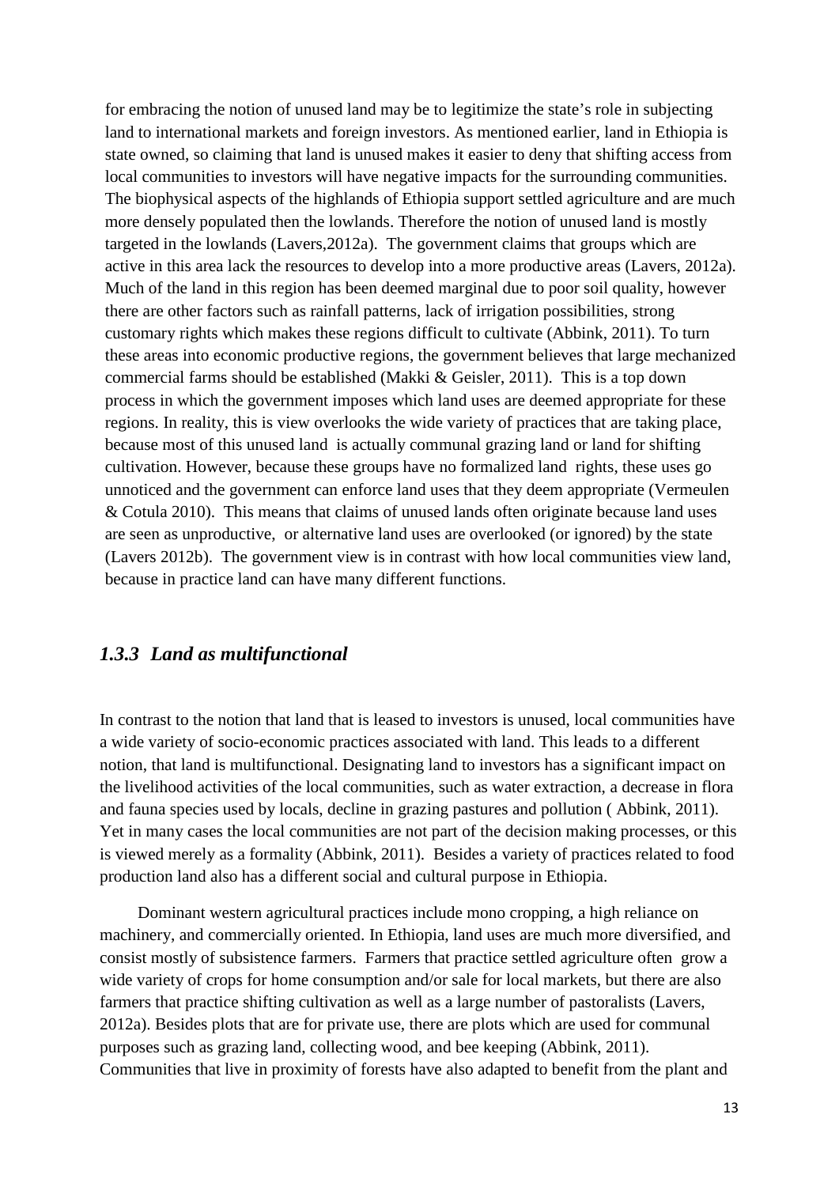for embracing the notion of unused land may be to legitimize the state's role in subjecting land to international markets and foreign investors. As mentioned earlier, land in Ethiopia is state owned, so claiming that land is unused makes it easier to deny that shifting access from local communities to investors will have negative impacts for the surrounding communities. The biophysical aspects of the highlands of Ethiopia support settled agriculture and are much more densely populated then the lowlands. Therefore the notion of unused land is mostly targeted in the lowlands (Lavers,2012a). The government claims that groups which are active in this area lack the resources to develop into a more productive areas (Lavers, 2012a). Much of the land in this region has been deemed marginal due to poor soil quality, however there are other factors such as rainfall patterns, lack of irrigation possibilities, strong customary rights which makes these regions difficult to cultivate (Abbink, 2011). To turn these areas into economic productive regions, the government believes that large mechanized commercial farms should be established (Makki & Geisler, 2011). This is a top down process in which the government imposes which land uses are deemed appropriate for these regions. In reality, this is view overlooks the wide variety of practices that are taking place, because most of this unused land is actually communal grazing land or land for shifting cultivation. However, because these groups have no formalized land rights, these uses go unnoticed and the government can enforce land uses that they deem appropriate (Vermeulen & Cotula 2010). This means that claims of unused lands often originate because land uses are seen as unproductive, or alternative land uses are overlooked (or ignored) by the state (Lavers 2012b). The government view is in contrast with how local communities view land, because in practice land can have many different functions.

### *1.3.3 Land as multifunctional*

In contrast to the notion that land that is leased to investors is unused, local communities have a wide variety of socio-economic practices associated with land. This leads to a different notion, that land is multifunctional. Designating land to investors has a significant impact on the livelihood activities of the local communities, such as water extraction, a decrease in flora and fauna species used by locals, decline in grazing pastures and pollution ( Abbink, 2011). Yet in many cases the local communities are not part of the decision making processes, or this is viewed merely as a formality (Abbink, 2011). Besides a variety of practices related to food production land also has a different social and cultural purpose in Ethiopia.

Dominant western agricultural practices include mono cropping, a high reliance on machinery, and commercially oriented. In Ethiopia, land uses are much more diversified, and consist mostly of subsistence farmers. Farmers that practice settled agriculture often grow a wide variety of crops for home consumption and/or sale for local markets, but there are also farmers that practice shifting cultivation as well as a large number of pastoralists (Lavers, 2012a). Besides plots that are for private use, there are plots which are used for communal purposes such as grazing land, collecting wood, and bee keeping (Abbink, 2011). Communities that live in proximity of forests have also adapted to benefit from the plant and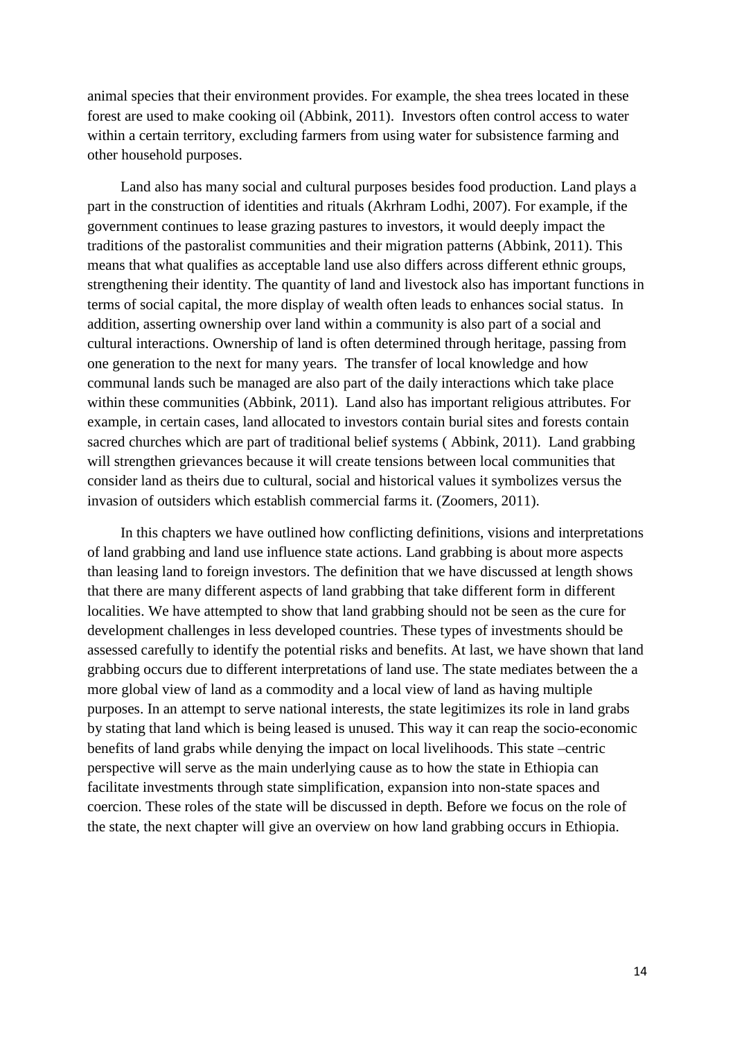animal species that their environment provides. For example, the shea trees located in these forest are used to make cooking oil (Abbink, 2011). Investors often control access to water within a certain territory, excluding farmers from using water for subsistence farming and other household purposes.

Land also has many social and cultural purposes besides food production. Land plays a part in the construction of identities and rituals (Akrhram Lodhi, 2007). For example, if the government continues to lease grazing pastures to investors, it would deeply impact the traditions of the pastoralist communities and their migration patterns (Abbink, 2011). This means that what qualifies as acceptable land use also differs across different ethnic groups, strengthening their identity. The quantity of land and livestock also has important functions in terms of social capital, the more display of wealth often leads to enhances social status. In addition, asserting ownership over land within a community is also part of a social and cultural interactions. Ownership of land is often determined through heritage, passing from one generation to the next for many years. The transfer of local knowledge and how communal lands such be managed are also part of the daily interactions which take place within these communities (Abbink, 2011). Land also has important religious attributes. For example, in certain cases, land allocated to investors contain burial sites and forests contain sacred churches which are part of traditional belief systems ( Abbink, 2011). Land grabbing will strengthen grievances because it will create tensions between local communities that consider land as theirs due to cultural, social and historical values it symbolizes versus the invasion of outsiders which establish commercial farms it. (Zoomers, 2011).

In this chapters we have outlined how conflicting definitions, visions and interpretations of land grabbing and land use influence state actions. Land grabbing is about more aspects than leasing land to foreign investors. The definition that we have discussed at length shows that there are many different aspects of land grabbing that take different form in different localities. We have attempted to show that land grabbing should not be seen as the cure for development challenges in less developed countries. These types of investments should be assessed carefully to identify the potential risks and benefits. At last, we have shown that land grabbing occurs due to different interpretations of land use. The state mediates between the a more global view of land as a commodity and a local view of land as having multiple purposes. In an attempt to serve national interests, the state legitimizes its role in land grabs by stating that land which is being leased is unused. This way it can reap the socio-economic benefits of land grabs while denying the impact on local livelihoods. This state –centric perspective will serve as the main underlying cause as to how the state in Ethiopia can facilitate investments through state simplification, expansion into non-state spaces and coercion. These roles of the state will be discussed in depth. Before we focus on the role of the state, the next chapter will give an overview on how land grabbing occurs in Ethiopia.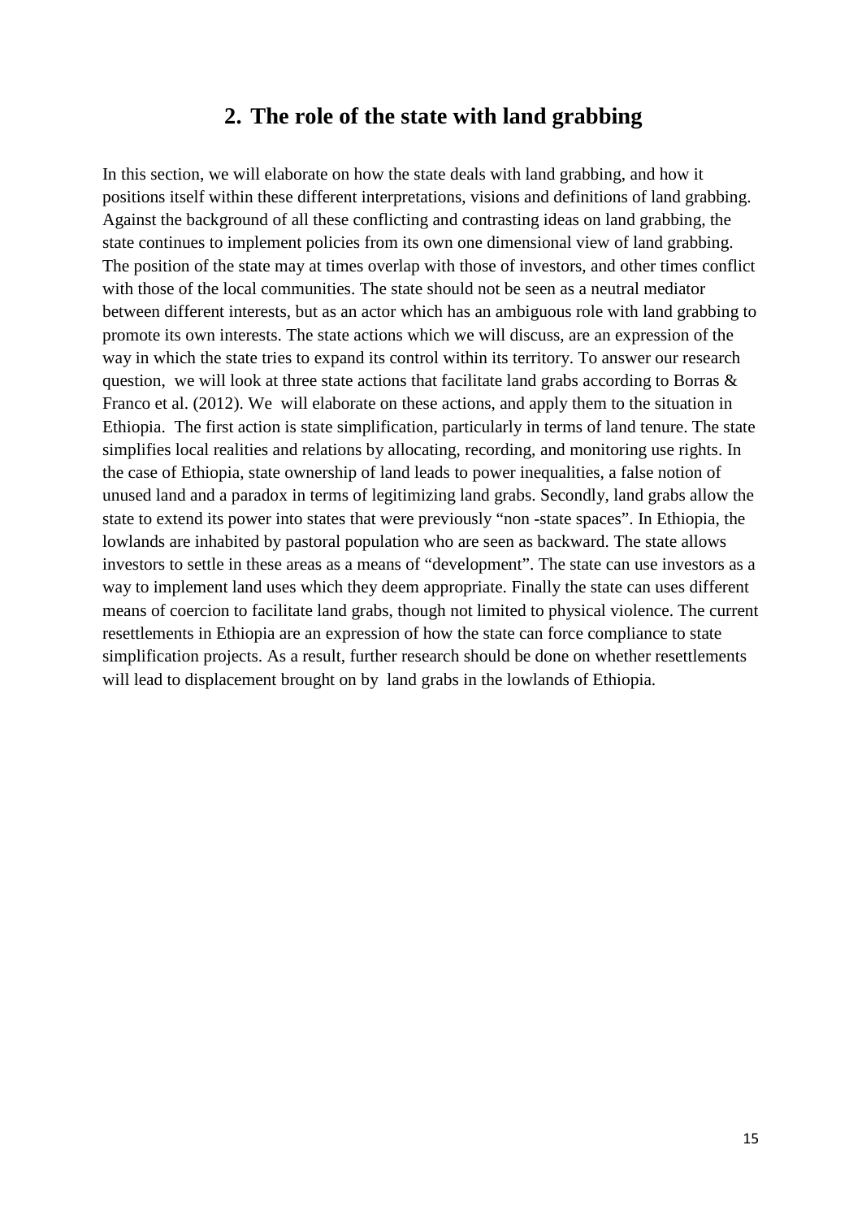## 2. The role of the state with land grabbing

In this section, we will elaborate on how the state deals with land grabbing, and how it positions itself within these different interpretations, visions and definitions of land grabbing. Against the background of all these conflicting and contrasting ideas on land grabbing, the state continues to implement policies from its own one dimensional view of land grabbing. The position of the state may at times overlap with those of investors, and other times conflict with those of the local communities. The state should not be seen as a neutral mediator between different interests, but as an actor which has an ambiguous role with land grabbing to promote its own interests. The state actions which we will discuss, are an expression of the way in which the state tries to expand its control within its territory. To answer our research question, we will look at three state actions that facilitate land grabs according to Borras & Franco et al. (2012). We will elaborate on these actions, and apply them to the situation in Ethiopia. The first action is state simplification, particularly in terms of land tenure. The state simplifies local realities and relations by allocating, recording, and monitoring use rights. In the case of Ethiopia, state ownership of land leads to power inequalities, a false notion of unused land and a paradox in terms of legitimizing land grabs. Secondly, land grabs allow the state to extend its power into states that were previously "non -state spaces". In Ethiopia, the lowlands are inhabited by pastoral population who are seen as backward. The state allows investors to settle in these areas as a means of "development". The state can use investors as a way to implement land uses which they deem appropriate. Finally the state can uses different means of coercion to facilitate land grabs, though not limited to physical violence. The current resettlements in Ethiopia are an expression of how the state can force compliance to state simplification projects. As a result, further research should be done on whether resettlements will lead to displacement brought on by land grabs in the lowlands of Ethiopia.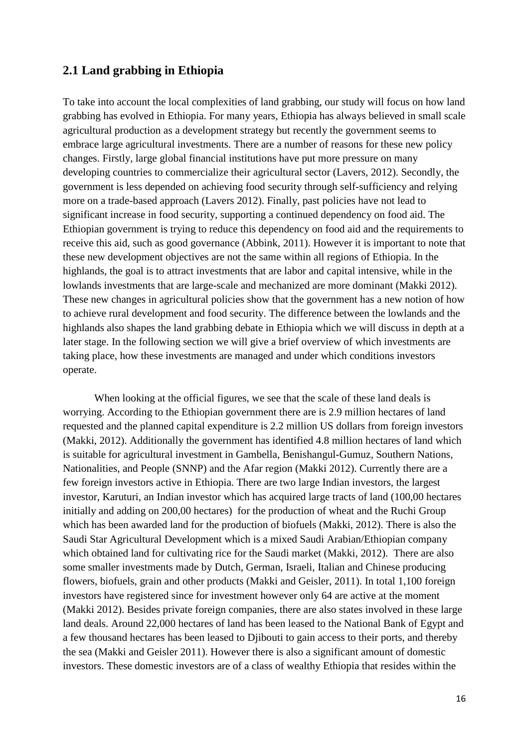## 2.1 Land grabbing in Ethiopia

To take into account the local complexities of land grabbing, our study will focus on how land grabbing has evolved in Ethiopia. For many years, Ethiopia has always believed in small scale agricultural production as a development strategy but recently the government seems to embrace large agricultural investments. There are a number of reasons for these new policy changes. Firstly, large global financial institutions have put more pressure on many developing countries to commercialize their agricultural sector (Lavers, 2012). Secondly, the government is less depended on achieving food security through self-sufficiency and relying more on a trade-based approach (Lavers 2012). Finally, past policies have not lead to significant increase in food security, supporting a continued dependency on food aid. The Ethiopian government is trying to reduce this dependency on food aid and the requirements to receive this aid, such as good governance (Abbink, 2011). However it is important to note that these new development objectives are not the same within all regions of Ethiopia. In the highlands, the goal is to attract investments that are labor and capital intensive, while in the lowlands investments that are large-scale and mechanized are more dominant (Makki 2012). These new changes in agricultural policies show that the government has a new notion of how to achieve rural development and food security. The difference between the lowlands and the highlands also shapes the land grabbing debate in Ethiopia which we will discuss in depth at a later stage. In the following section we will give a brief overview of which investments are taking place, how these investments are managed and under which conditions investors operate.

When looking at the official figures, we see that the scale of these land deals is worrying. According to the Ethiopian government there are is 2.9 million hectares of land requested and the planned capital expenditure is 2.2 million US dollars from foreign investors (Makki, 2012). Additionally the government has identified 4.8 million hectares of land which is suitable for agricultural investment in Gambella, Benishangul-Gumuz, Southern Nations, Nationalities, and People (SNNP) and the Afar region (Makki 2012). Currently there are a few foreign investors active in Ethiopia. There are two large Indian investors, the largest investor, Karuturi, an Indian investor which has acquired large tracts of land (100,00 hectares initially and adding on 200,00 hectares) for the production of wheat and the Ruchi Group which has been awarded land for the production of biofuels (Makki, 2012). There is also the Saudi Star Agricultural Development which is a mixed Saudi Arabian/Ethiopian company which obtained land for cultivating rice for the Saudi market (Makki, 2012). There are also some smaller investments made by Dutch, German, Israeli, Italian and Chinese producing flowers, biofuels, grain and other products (Makki and Geisler, 2011). In total 1,100 foreign investors have registered since for investment however only 64 are active at the moment (Makki 2012). Besides private foreign companies, there are also states involved in these large land deals. Around 22,000 hectares of land has been leased to the National Bank of Egypt and a few thousand hectares has been leased to Djibouti to gain access to their ports, and thereby the sea (Makki and Geisler 2011). However there is also a significant amount of domestic investors. These domestic investors are of a class of wealthy Ethiopia that resides within the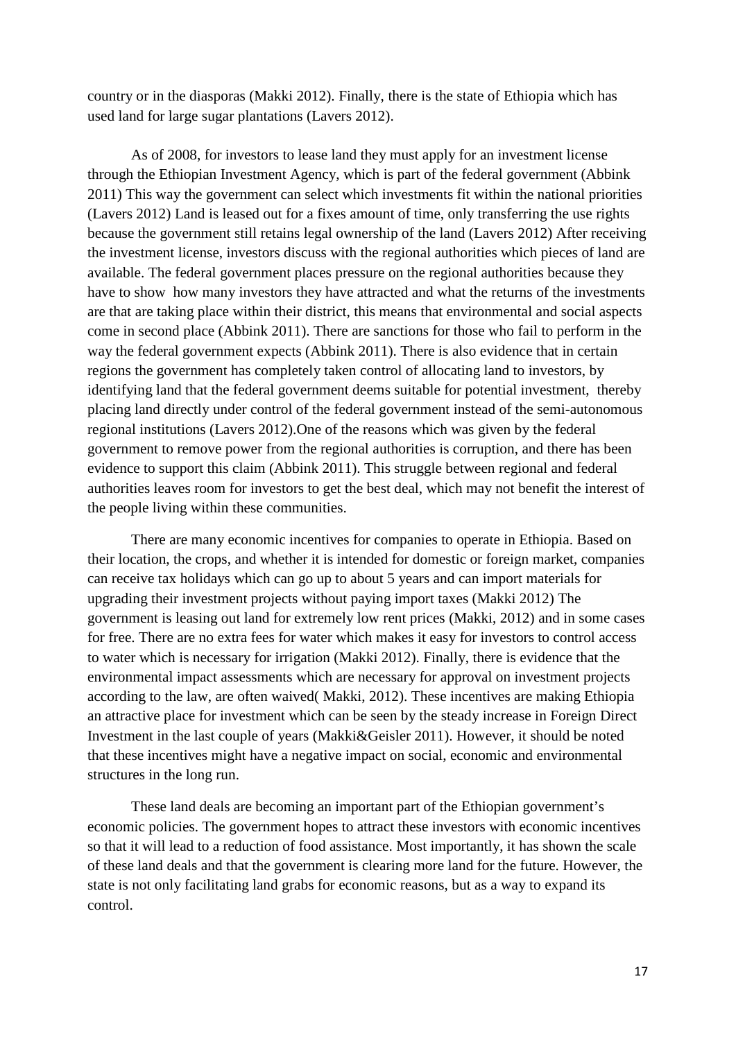country or in the diasporas (Makki 2012). Finally, there is the state of Ethiopia which has used land for large sugar plantations (Lavers 2012).

As of 2008, for investors to lease land they must apply for an investment license through the Ethiopian Investment Agency, which is part of the federal government (Abbink 2011) This way the government can select which investments fit within the national priorities (Lavers 2012) Land is leased out for a fixes amount of time, only transferring the use rights because the government still retains legal ownership of the land (Lavers 2012) After receiving the investment license, investors discuss with the regional authorities which pieces of land are available. The federal government places pressure on the regional authorities because they have to show how many investors they have attracted and what the returns of the investments are that are taking place within their district, this means that environmental and social aspects come in second place (Abbink 2011). There are sanctions for those who fail to perform in the way the federal government expects (Abbink 2011). There is also evidence that in certain regions the government has completely taken control of allocating land to investors, by identifying land that the federal government deems suitable for potential investment, thereby placing land directly under control of the federal government instead of the semi-autonomous regional institutions (Lavers 2012).One of the reasons which was given by the federal government to remove power from the regional authorities is corruption, and there has been evidence to support this claim (Abbink 2011). This struggle between regional and federal authorities leaves room for investors to get the best deal, which may not benefit the interest of the people living within these communities.

There are many economic incentives for companies to operate in Ethiopia. Based on their location, the crops, and whether it is intended for domestic or foreign market, companies can receive tax holidays which can go up to about 5 years and can import materials for upgrading their investment projects without paying import taxes (Makki 2012) The government is leasing out land for extremely low rent prices (Makki, 2012) and in some cases for free. There are no extra fees for water which makes it easy for investors to control access to water which is necessary for irrigation (Makki 2012). Finally, there is evidence that the environmental impact assessments which are necessary for approval on investment projects according to the law, are often waived( Makki, 2012). These incentives are making Ethiopia an attractive place for investment which can be seen by the steady increase in Foreign Direct Investment in the last couple of years (Makki&Geisler 2011). However, it should be noted that these incentives might have a negative impact on social, economic and environmental structures in the long run.

These land deals are becoming an important part of the Ethiopian government's economic policies. The government hopes to attract these investors with economic incentives so that it will lead to a reduction of food assistance. Most importantly, it has shown the scale of these land deals and that the government is clearing more land for the future. However, the state is not only facilitating land grabs for economic reasons, but as a way to expand its control.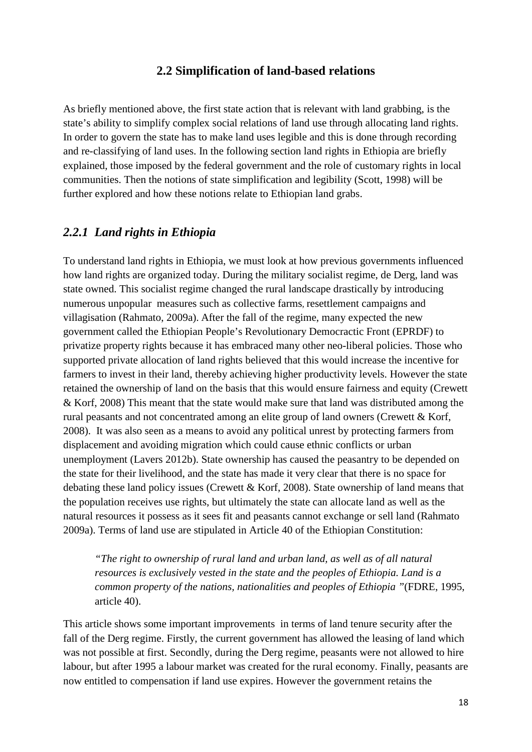## 2.2 Simplification of land-based relations

As briefly mentioned above, the first state action that is relevant with land grabbing, is the state's ability to simplify complex social relations of land use through allocating land rights. In order to govern the state has to make land uses legible and this is done through recording and re-classifying of land uses. In the following section land rights in Ethiopia are briefly explained, those imposed by the federal government and the role of customary rights in local communities. Then the notions of state simplification and legibility (Scott, 1998) will be further explored and how these notions relate to Ethiopian land grabs.

### *2.2.1 Land rights in Ethiopia*

To understand land rights in Ethiopia, we must look at how previous governments influenced how land rights are organized today. During the military socialist regime, de Derg, land was state owned. This socialist regime changed the rural landscape drastically by introducing numerous unpopular measures such as collective farms, resettlement campaigns and villagisation (Rahmato, 2009a). After the fall of the regime, many expected the new government called the Ethiopian People's Revolutionary Democractic Front (EPRDF) to privatize property rights because it has embraced many other neo-liberal policies. Those who supported private allocation of land rights believed that this would increase the incentive for farmers to invest in their land, thereby achieving higher productivity levels. However the state retained the ownership of land on the basis that this would ensure fairness and equity (Crewett & Korf, 2008) This meant that the state would make sure that land was distributed among the rural peasants and not concentrated among an elite group of land owners (Crewett & Korf, 2008). It was also seen as a means to avoid any political unrest by protecting farmers from displacement and avoiding migration which could cause ethnic conflicts or urban unemployment (Lavers 2012b). State ownership has caused the peasantry to be depended on the state for their livelihood, and the state has made it very clear that there is no space for debating these land policy issues (Crewett & Korf, 2008). State ownership of land means that the population receives use rights, but ultimately the state can allocate land as well as the natural resources it possess as it sees fit and peasants cannot exchange or sell land (Rahmato 2009a). Terms of land use are stipulated in Article 40 of the Ethiopian Constitution:

> *"The right to ownership of rural land and urban land, as well as of all natural resources is exclusively vested in the state and the peoples of Ethiopia. Land is a common property of the nations, nationalities and peoples of Ethiopia "*(FDRE, 1995, article 40).

This article shows some important improvements in terms of land tenure security after the fall of the Derg regime. Firstly, the current government has allowed the leasing of land which was not possible at first. Secondly, during the Derg regime, peasants were not allowed to hire labour, but after 1995 a labour market was created for the rural economy. Finally, peasants are now entitled to compensation if land use expires. However the government retains the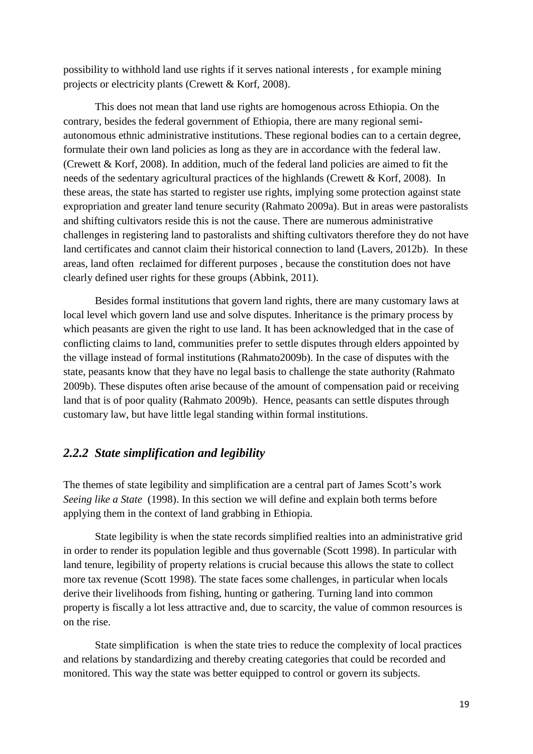possibility to withhold land use rights if it serves national interests , for example mining projects or electricity plants (Crewett & Korf, 2008).

This does not mean that land use rights are homogenous across Ethiopia. On the contrary, besides the federal government of Ethiopia, there are many regional semi-autonomous ethnic administrative institutions. These regional bodies can to a certain degree, formulate their own land policies as long as they are in accordance with the federal law. (Crewett & Korf, 2008). In addition, much of the federal land policies are aimed to fit the needs of the sedentary agricultural practices of the highlands (Crewett & Korf, 2008). In these areas, the state has started to register use rights, implying some protection against state expropriation and greater land tenure security (Rahmato 2009a). But in areas were pastoralists and shifting cultivators reside this is not the cause. There are numerous administrative challenges in registering land to pastoralists and shifting cultivators therefore they do not have land certificates and cannot claim their historical connection to land (Lavers, 2012b). In these areas, land often reclaimed for different purposes , because the constitution does not have clearly defined user rights for these groups (Abbink, 2011).

Besides formal institutions that govern land rights, there are many customary laws at local level which govern land use and solve disputes. Inheritance is the primary process by which peasants are given the right to use land. It has been acknowledged that in the case of conflicting claims to land, communities prefer to settle disputes through elders appointed by the village instead of formal institutions (Rahmato2009b). In the case of disputes with the state, peasants know that they have no legal basis to challenge the state authority (Rahmato 2009b). These disputes often arise because of the amount of compensation paid or receiving land that is of poor quality (Rahmato 2009b). Hence, peasants can settle disputes through customary law, but have little legal standing within formal institutions.

### *2.2.2 State simplification and legibility*

The themes of state legibility and simplification are a central part of James Scott's work *Seeing like a State* (1998). In this section we will define and explain both terms before applying them in the context of land grabbing in Ethiopia.

State legibility is when the state records simplified realties into an administrative grid in order to render its population legible and thus governable (Scott 1998). In particular with land tenure, legibility of property relations is crucial because this allows the state to collect more tax revenue (Scott 1998). The state faces some challenges, in particular when locals derive their livelihoods from fishing, hunting or gathering. Turning land into common property is fiscally a lot less attractive and, due to scarcity, the value of common resources is on the rise.

State simplification is when the state tries to reduce the complexity of local practices and relations by standardizing and thereby creating categories that could be recorded and monitored. This way the state was better equipped to control or govern its subjects.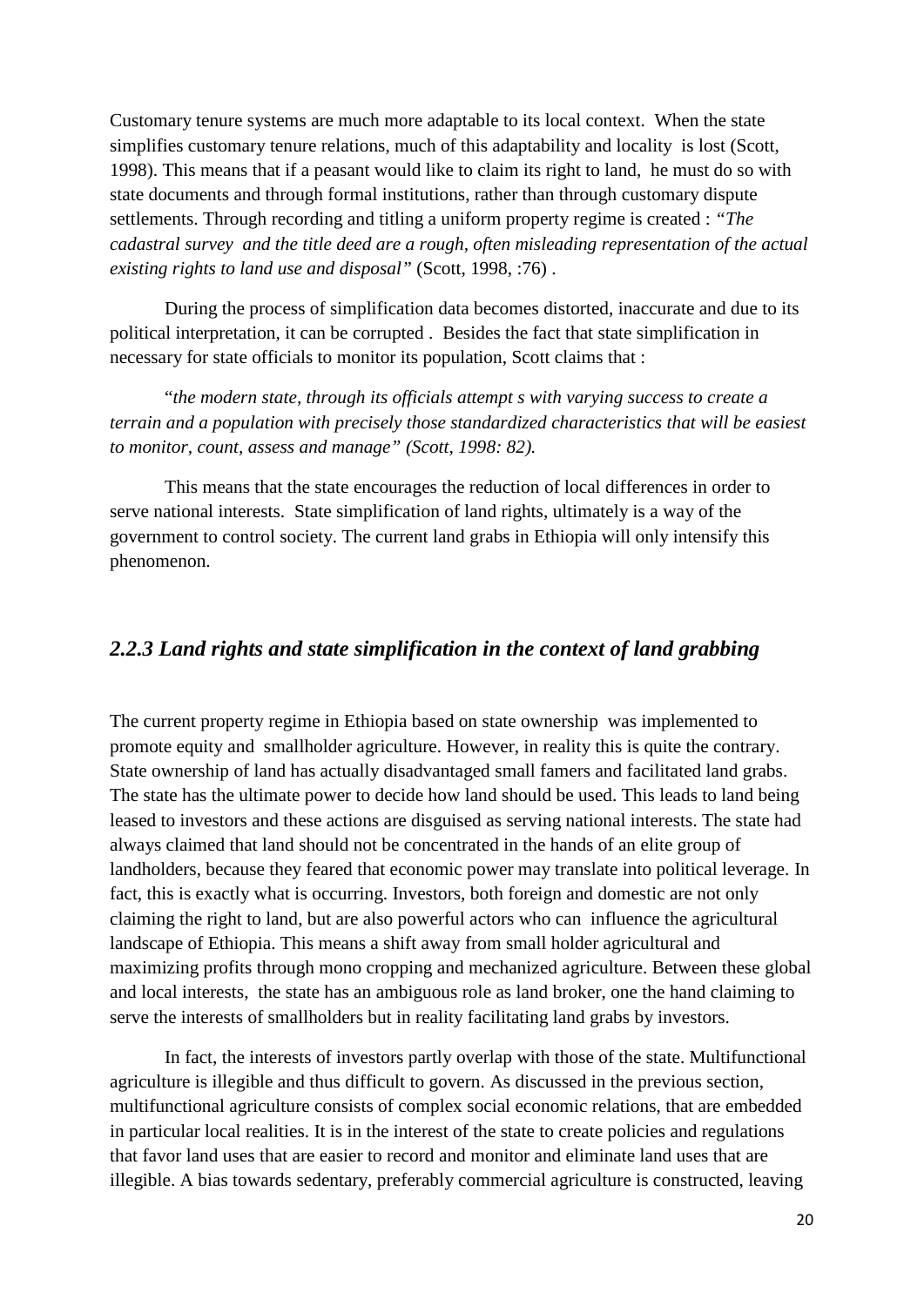Customary tenure systems are much more adaptable to its local context. When the state simplifies customary tenure relations, much of this adaptability and locality is lost (Scott, 1998). This means that if a peasant would like to claim its right to land, he must do so with state documents and through formal institutions, rather than through customary dispute settlements. Through recording and titling a uniform property regime is created : *"The cadastral survey and the title deed are a rough, often misleading representation of the actual existing rights to land use and disposal"* (Scott, 1998, :76) .

During the process of simplification data becomes distorted, inaccurate and due to its political interpretation, it can be corrupted . Besides the fact that state simplification in necessary for state officials to monitor its population, Scott claims that :

"*the modern state, through its officials attempt s with varying success to create a terrain and a population with precisely those standardized characteristics that will be easiest to monitor, count, assess and manage" (Scott, 1998: 82).*

This means that the state encourages the reduction of local differences in order to serve national interests. State simplification of land rights, ultimately is a way of the government to control society. The current land grabs in Ethiopia will only intensify this phenomenon.

### *2.2.3 Land rights and state simplification in the context of land grabbing*

The current property regime in Ethiopia based on state ownership was implemented to promote equity and smallholder agriculture. However, in reality this is quite the contrary. State ownership of land has actually disadvantaged small famers and facilitated land grabs. The state has the ultimate power to decide how land should be used. This leads to land being leased to investors and these actions are disguised as serving national interests. The state had always claimed that land should not be concentrated in the hands of an elite group of landholders, because they feared that economic power may translate into political leverage. In fact, this is exactly what is occurring. Investors, both foreign and domestic are not only claiming the right to land, but are also powerful actors who can influence the agricultural landscape of Ethiopia. This means a shift away from small holder agricultural and maximizing profits through mono cropping and mechanized agriculture. Between these global and local interests, the state has an ambiguous role as land broker, one the hand claiming to serve the interests of smallholders but in reality facilitating land grabs by investors.

In fact, the interests of investors partly overlap with those of the state. Multifunctional agriculture is illegible and thus difficult to govern. As discussed in the previous section, multifunctional agriculture consists of complex social economic relations, that are embedded in particular local realities. It is in the interest of the state to create policies and regulations that favor land uses that are easier to record and monitor and eliminate land uses that are illegible. A bias towards sedentary, preferably commercial agriculture is constructed, leaving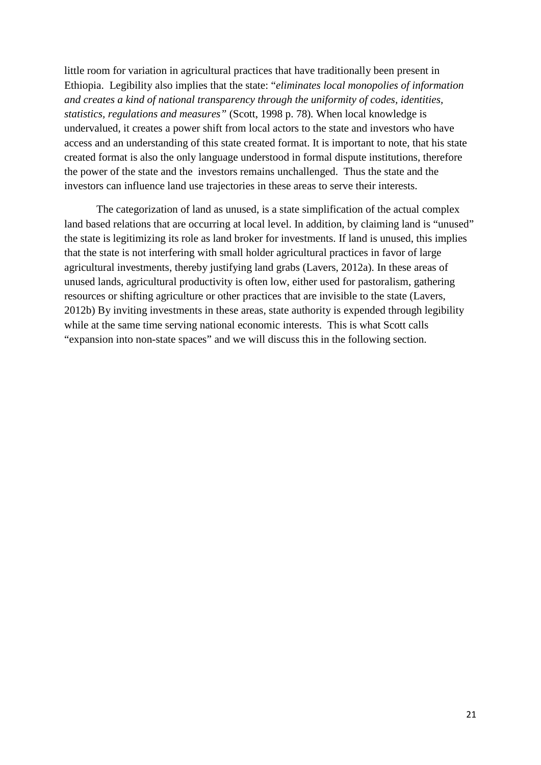little room for variation in agricultural practices that have traditionally been present in Ethiopia. Legibility also implies that the state: "*eliminates local monopolies of information and creates a kind of national transparency through the uniformity of codes, identities, statistics, regulations and measures"* (Scott, 1998 p. 78). When local knowledge is undervalued, it creates a power shift from local actors to the state and investors who have access and an understanding of this state created format. It is important to note, that his state created format is also the only language understood in formal dispute institutions, therefore the power of the state and the investors remains unchallenged. Thus the state and the investors can influence land use trajectories in these areas to serve their interests.

The categorization of land as unused, is a state simplification of the actual complex land based relations that are occurring at local level. In addition, by claiming land is "unused" the state is legitimizing its role as land broker for investments. If land is unused, this implies that the state is not interfering with small holder agricultural practices in favor of large agricultural investments, thereby justifying land grabs (Lavers, 2012a). In these areas of unused lands, agricultural productivity is often low, either used for pastoralism, gathering resources or shifting agriculture or other practices that are invisible to the state (Lavers, 2012b) By inviting investments in these areas, state authority is expended through legibility while at the same time serving national economic interests. This is what Scott calls "expansion into non-state spaces" and we will discuss this in the following section.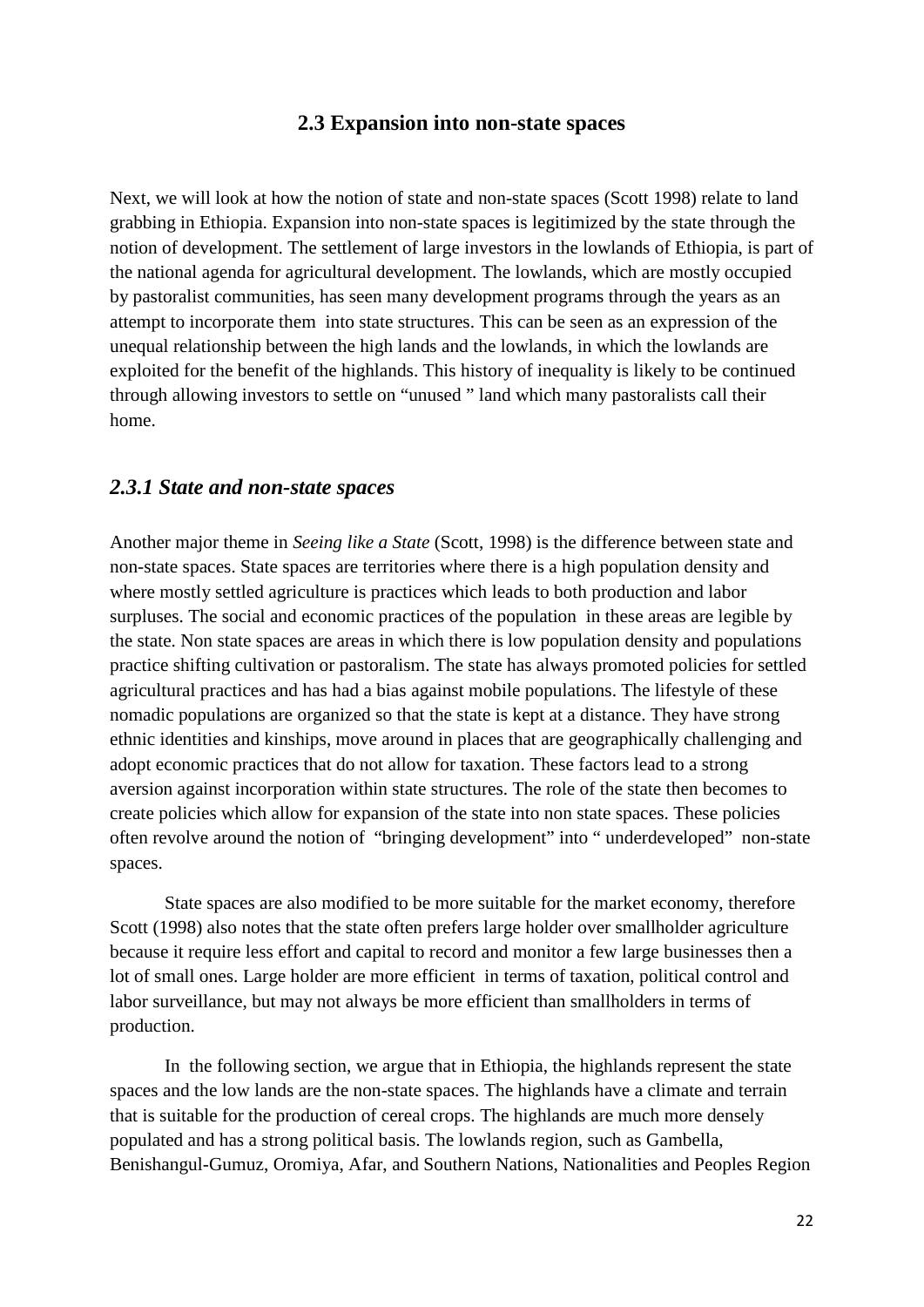## 2.3 Expansion into non-state spaces

Next, we will look at how the notion of state and non-state spaces (Scott 1998) relate to land grabbing in Ethiopia. Expansion into non-state spaces is legitimized by the state through the notion of development. The settlement of large investors in the lowlands of Ethiopia, is part of the national agenda for agricultural development. The lowlands, which are mostly occupied by pastoralist communities, has seen many development programs through the years as an attempt to incorporate them into state structures. This can be seen as an expression of the unequal relationship between the high lands and the lowlands, in which the lowlands are exploited for the benefit of the highlands. This history of inequality is likely to be continued through allowing investors to settle on "unused " land which many pastoralists call their home.

### *2.3.1 State and non-state spaces*

Another major theme in *Seeing like a State* (Scott, 1998) is the difference between state and non-state spaces. State spaces are territories where there is a high population density and where mostly settled agriculture is practices which leads to both production and labor surpluses. The social and economic practices of the population in these areas are legible by the state. Non state spaces are areas in which there is low population density and populations practice shifting cultivation or pastoralism. The state has always promoted policies for settled agricultural practices and has had a bias against mobile populations. The lifestyle of these nomadic populations are organized so that the state is kept at a distance. They have strong ethnic identities and kinships, move around in places that are geographically challenging and adopt economic practices that do not allow for taxation. These factors lead to a strong aversion against incorporation within state structures. The role of the state then becomes to create policies which allow for expansion of the state into non state spaces. These policies often revolve around the notion of "bringing development" into " underdeveloped" non-state spaces.

State spaces are also modified to be more suitable for the market economy, therefore Scott (1998) also notes that the state often prefers large holder over smallholder agriculture because it require less effort and capital to record and monitor a few large businesses then a lot of small ones. Large holder are more efficient in terms of taxation, political control and labor surveillance, but may not always be more efficient than smallholders in terms of production.

In the following section, we argue that in Ethiopia, the highlands represent the state spaces and the low lands are the non-state spaces. The highlands have a climate and terrain that is suitable for the production of cereal crops. The highlands are much more densely populated and has a strong political basis. The lowlands region, such as Gambella, Benishangul-Gumuz, Oromiya, Afar, and Southern Nations, Nationalities and Peoples Region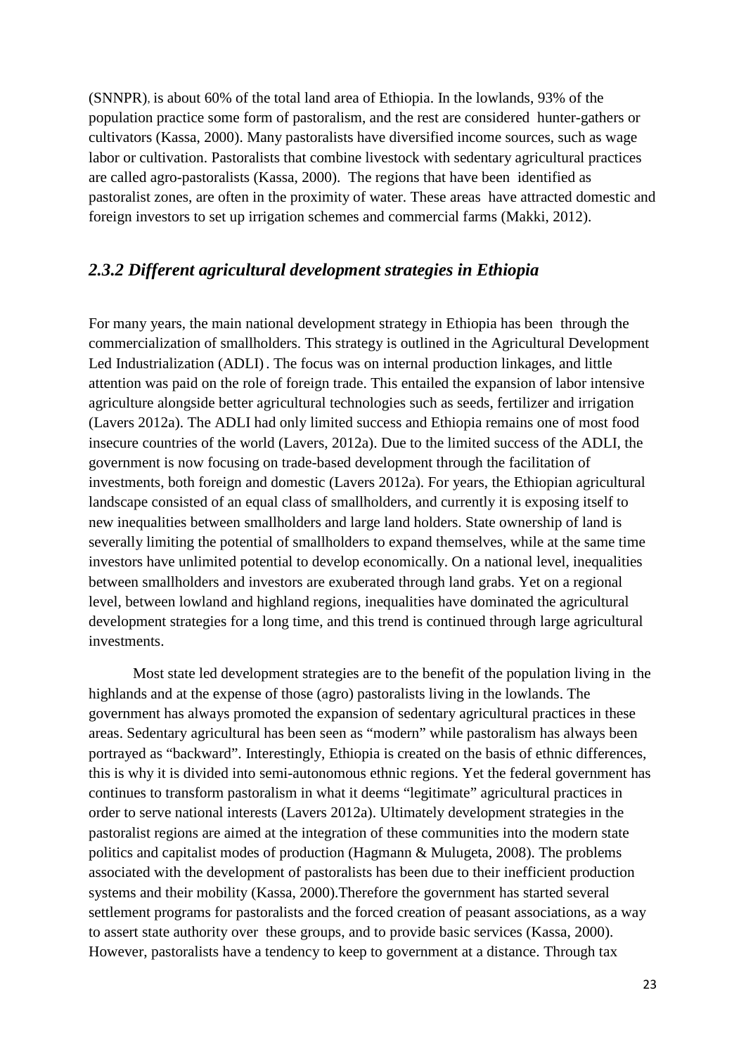(SNNPR), is about 60% of the total land area of Ethiopia. In the lowlands, 93% of the population practice some form of pastoralism, and the rest are considered hunter-gathers or cultivators (Kassa, 2000). Many pastoralists have diversified income sources, such as wage labor or cultivation. Pastoralists that combine livestock with sedentary agricultural practices are called agro-pastoralists (Kassa, 2000). The regions that have been identified as pastoralist zones, are often in the proximity of water. These areas have attracted domestic and foreign investors to set up irrigation schemes and commercial farms (Makki, 2012).

### *2.3.2 Different agricultural development strategies in Ethiopia*

For many years, the main national development strategy in Ethiopia has been through the commercialization of smallholders. This strategy is outlined in the Agricultural Development Led Industrialization (ADLI). The focus was on internal production linkages, and little attention was paid on the role of foreign trade. This entailed the expansion of labor intensive agriculture alongside better agricultural technologies such as seeds, fertilizer and irrigation (Lavers 2012a). The ADLI had only limited success and Ethiopia remains one of most food insecure countries of the world (Lavers, 2012a). Due to the limited success of the ADLI, the government is now focusing on trade-based development through the facilitation of investments, both foreign and domestic (Lavers 2012a). For years, the Ethiopian agricultural landscape consisted of an equal class of smallholders, and currently it is exposing itself to new inequalities between smallholders and large land holders. State ownership of land is severally limiting the potential of smallholders to expand themselves, while at the same time investors have unlimited potential to develop economically. On a national level, inequalities between smallholders and investors are exuberated through land grabs. Yet on a regional level, between lowland and highland regions, inequalities have dominated the agricultural development strategies for a long time, and this trend is continued through large agricultural investments.

Most state led development strategies are to the benefit of the population living in the highlands and at the expense of those (agro) pastoralists living in the lowlands. The government has always promoted the expansion of sedentary agricultural practices in these areas. Sedentary agricultural has been seen as "modern" while pastoralism has always been portrayed as "backward". Interestingly, Ethiopia is created on the basis of ethnic differences, this is why it is divided into semi-autonomous ethnic regions. Yet the federal government has continues to transform pastoralism in what it deems "legitimate" agricultural practices in order to serve national interests (Lavers 2012a). Ultimately development strategies in the pastoralist regions are aimed at the integration of these communities into the modern state politics and capitalist modes of production (Hagmann & Mulugeta, 2008). The problems associated with the development of pastoralists has been due to their inefficient production systems and their mobility (Kassa, 2000).Therefore the government has started several settlement programs for pastoralists and the forced creation of peasant associations, as a way to assert state authority over these groups, and to provide basic services (Kassa, 2000). However, pastoralists have a tendency to keep to government at a distance. Through tax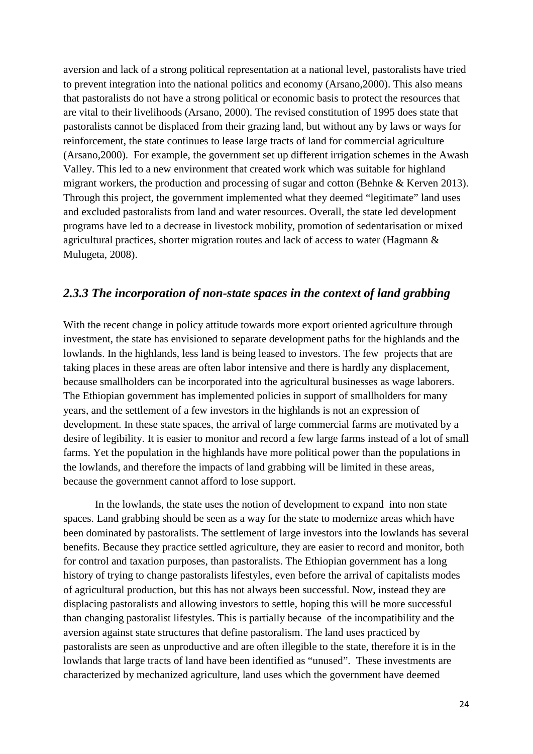aversion and lack of a strong political representation at a national level, pastoralists have tried to prevent integration into the national politics and economy (Arsano,2000). This also means that pastoralists do not have a strong political or economic basis to protect the resources that are vital to their livelihoods (Arsano, 2000). The revised constitution of 1995 does state that pastoralists cannot be displaced from their grazing land, but without any by laws or ways for reinforcement, the state continues to lease large tracts of land for commercial agriculture (Arsano,2000). For example, the government set up different irrigation schemes in the Awash Valley. This led to a new environment that created work which was suitable for highland migrant workers, the production and processing of sugar and cotton (Behnke & Kerven 2013). Through this project, the government implemented what they deemed "legitimate" land uses and excluded pastoralists from land and water resources. Overall, the state led development programs have led to a decrease in livestock mobility, promotion of sedentarisation or mixed agricultural practices, shorter migration routes and lack of access to water (Hagmann & Mulugeta, 2008).

### *2.3.3 The incorporation of non-state spaces in the context of land grabbing*

With the recent change in policy attitude towards more export oriented agriculture through investment, the state has envisioned to separate development paths for the highlands and the lowlands. In the highlands, less land is being leased to investors. The few projects that are taking places in these areas are often labor intensive and there is hardly any displacement, because smallholders can be incorporated into the agricultural businesses as wage laborers. The Ethiopian government has implemented policies in support of smallholders for many years, and the settlement of a few investors in the highlands is not an expression of development. In these state spaces, the arrival of large commercial farms are motivated by a desire of legibility. It is easier to monitor and record a few large farms instead of a lot of small farms. Yet the population in the highlands have more political power than the populations in the lowlands, and therefore the impacts of land grabbing will be limited in these areas, because the government cannot afford to lose support.

In the lowlands, the state uses the notion of development to expand into non state spaces. Land grabbing should be seen as a way for the state to modernize areas which have been dominated by pastoralists. The settlement of large investors into the lowlands has several benefits. Because they practice settled agriculture, they are easier to record and monitor, both for control and taxation purposes, than pastoralists. The Ethiopian government has a long history of trying to change pastoralists lifestyles, even before the arrival of capitalists modes of agricultural production, but this has not always been successful. Now, instead they are displacing pastoralists and allowing investors to settle, hoping this will be more successful than changing pastoralist lifestyles. This is partially because of the incompatibility and the aversion against state structures that define pastoralism. The land uses practiced by pastoralists are seen as unproductive and are often illegible to the state, therefore it is in the lowlands that large tracts of land have been identified as "unused". These investments are characterized by mechanized agriculture, land uses which the government have deemed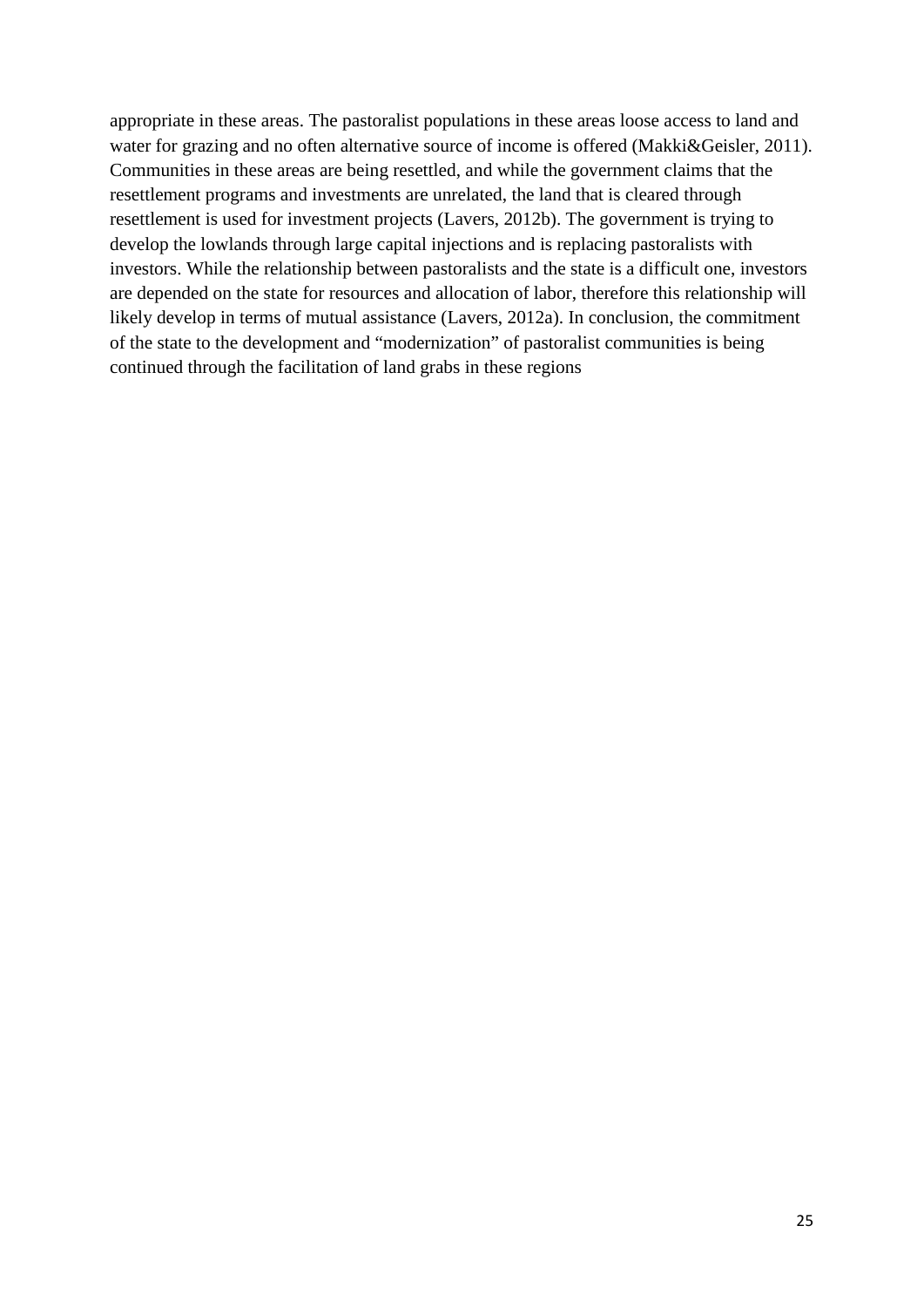appropriate in these areas. The pastoralist populations in these areas loose access to land and water for grazing and no often alternative source of income is offered (Makki&Geisler, 2011). Communities in these areas are being resettled, and while the government claims that the resettlement programs and investments are unrelated, the land that is cleared through resettlement is used for investment projects (Lavers, 2012b). The government is trying to develop the lowlands through large capital injections and is replacing pastoralists with investors. While the relationship between pastoralists and the state is a difficult one, investors are depended on the state for resources and allocation of labor, therefore this relationship will likely develop in terms of mutual assistance (Lavers, 2012a). In conclusion, the commitment of the state to the development and "modernization" of pastoralist communities is being continued through the facilitation of land grabs in these regions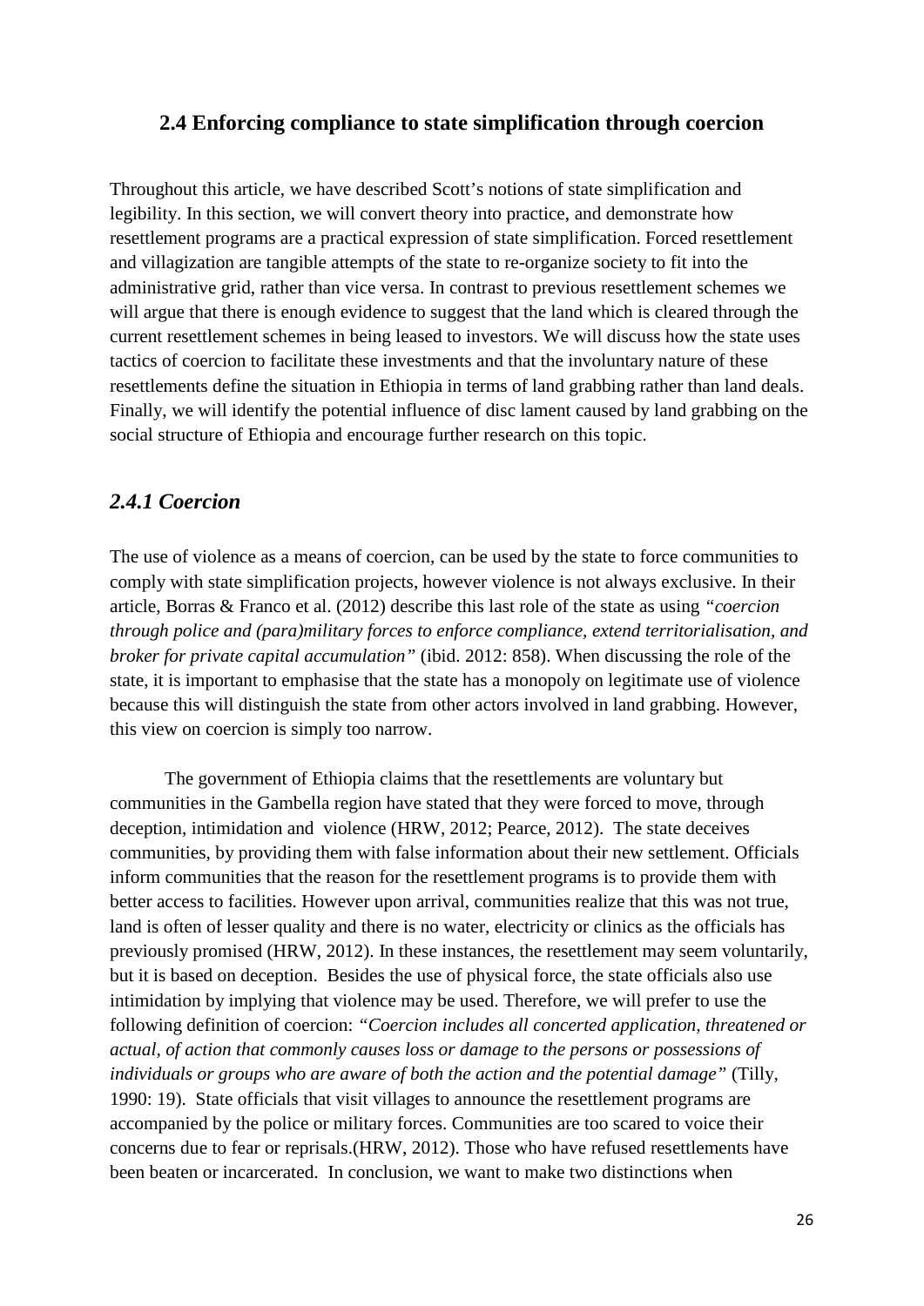## 2.4 Enforcing compliance to state simplification through coercion

Throughout this article, we have described Scott's notions of state simplification and legibility. In this section, we will convert theory into practice, and demonstrate how resettlement programs are a practical expression of state simplification. Forced resettlement and villagization are tangible attempts of the state to re-organize society to fit into the administrative grid, rather than vice versa. In contrast to previous resettlement schemes we will argue that there is enough evidence to suggest that the land which is cleared through the current resettlement schemes in being leased to investors. We will discuss how the state uses tactics of coercion to facilitate these investments and that the involuntary nature of these resettlements define the situation in Ethiopia in terms of land grabbing rather than land deals. Finally, we will identify the potential influence of disc lament caused by land grabbing on the social structure of Ethiopia and encourage further research on this topic.

### *2.4.1 Coercion*

The use of violence as a means of coercion, can be used by the state to force communities to comply with state simplification projects, however violence is not always exclusive. In their article, Borras & Franco et al. (2012) describe this last role of the state as using *"coercion through police and (para)military forces to enforce compliance, extend territorialisation, and broker for private capital accumulation"* (ibid. 2012: 858). When discussing the role of the state, it is important to emphasise that the state has a monopoly on legitimate use of violence because this will distinguish the state from other actors involved in land grabbing. However, this view on coercion is simply too narrow.

The government of Ethiopia claims that the resettlements are voluntary but communities in the Gambella region have stated that they were forced to move, through deception, intimidation and violence (HRW, 2012; Pearce, 2012). The state deceives communities, by providing them with false information about their new settlement. Officials inform communities that the reason for the resettlement programs is to provide them with better access to facilities. However upon arrival, communities realize that this was not true, land is often of lesser quality and there is no water, electricity or clinics as the officials has previously promised (HRW, 2012). In these instances, the resettlement may seem voluntarily, but it is based on deception. Besides the use of physical force, the state officials also use intimidation by implying that violence may be used. Therefore, we will prefer to use the following definition of coercion: *"Coercion includes all concerted application, threatened or actual, of action that commonly causes loss or damage to the persons or possessions of individuals or groups who are aware of both the action and the potential damage"* (Tilly, 1990: 19). State officials that visit villages to announce the resettlement programs are accompanied by the police or military forces. Communities are too scared to voice their concerns due to fear or reprisals.(HRW, 2012). Those who have refused resettlements have been beaten or incarcerated. In conclusion, we want to make two distinctions when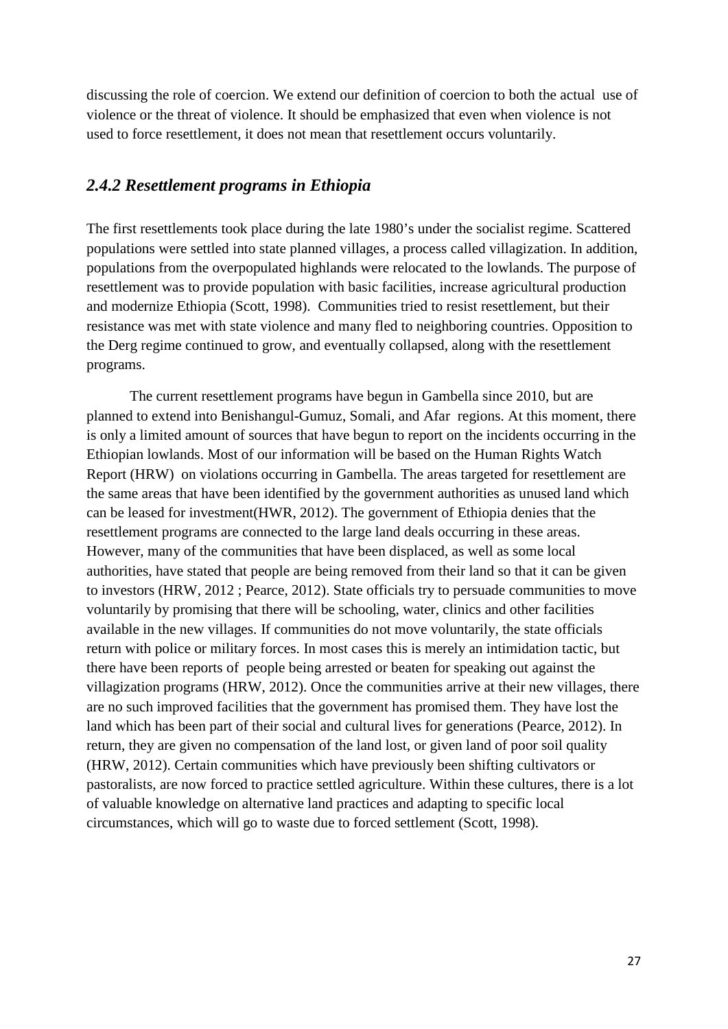discussing the role of coercion. We extend our definition of coercion to both the actual use of violence or the threat of violence. It should be emphasized that even when violence is not used to force resettlement, it does not mean that resettlement occurs voluntarily.

### *2.4.2 Resettlement programs in Ethiopia*

The first resettlements took place during the late 1980's under the socialist regime. Scattered populations were settled into state planned villages, a process called villagization. In addition, populations from the overpopulated highlands were relocated to the lowlands. The purpose of resettlement was to provide population with basic facilities, increase agricultural production and modernize Ethiopia (Scott, 1998). Communities tried to resist resettlement, but their resistance was met with state violence and many fled to neighboring countries. Opposition to the Derg regime continued to grow, and eventually collapsed, along with the resettlement programs.

The current resettlement programs have begun in Gambella since 2010, but are planned to extend into Benishangul-Gumuz, Somali, and Afar regions. At this moment, there is only a limited amount of sources that have begun to report on the incidents occurring in the Ethiopian lowlands. Most of our information will be based on the Human Rights Watch Report (HRW) on violations occurring in Gambella. The areas targeted for resettlement are the same areas that have been identified by the government authorities as unused land which can be leased for investment(HWR, 2012). The government of Ethiopia denies that the resettlement programs are connected to the large land deals occurring in these areas. However, many of the communities that have been displaced, as well as some local authorities, have stated that people are being removed from their land so that it can be given to investors (HRW, 2012 ; Pearce, 2012). State officials try to persuade communities to move voluntarily by promising that there will be schooling, water, clinics and other facilities available in the new villages. If communities do not move voluntarily, the state officials return with police or military forces. In most cases this is merely an intimidation tactic, but there have been reports of people being arrested or beaten for speaking out against the villagization programs (HRW, 2012). Once the communities arrive at their new villages, there are no such improved facilities that the government has promised them. They have lost the land which has been part of their social and cultural lives for generations (Pearce, 2012). In return, they are given no compensation of the land lost, or given land of poor soil quality (HRW, 2012). Certain communities which have previously been shifting cultivators or pastoralists, are now forced to practice settled agriculture. Within these cultures, there is a lot of valuable knowledge on alternative land practices and adapting to specific local circumstances, which will go to waste due to forced settlement (Scott, 1998).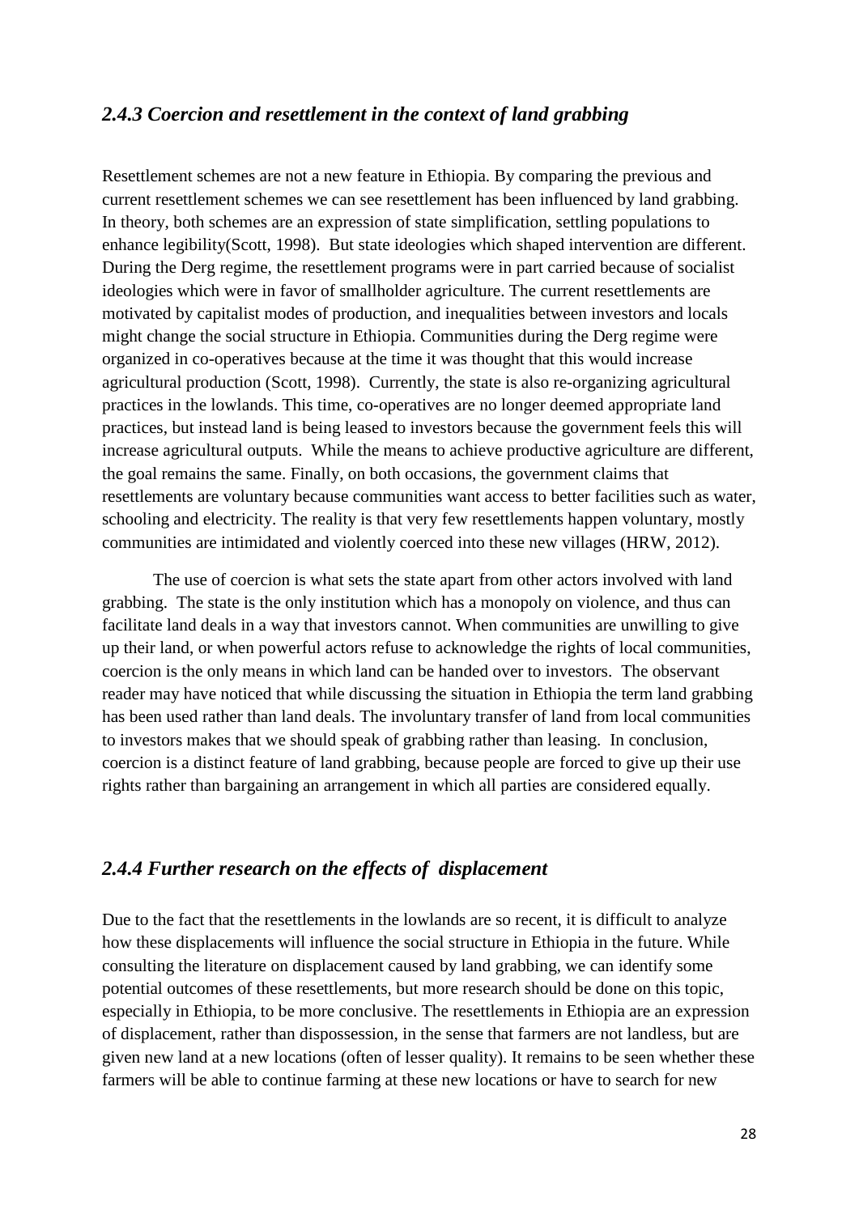### *2.4.3 Coercion and resettlement in the context of land grabbing*

Resettlement schemes are not a new feature in Ethiopia. By comparing the previous and current resettlement schemes we can see resettlement has been influenced by land grabbing. In theory, both schemes are an expression of state simplification, settling populations to enhance legibility(Scott, 1998). But state ideologies which shaped intervention are different. During the Derg regime, the resettlement programs were in part carried because of socialist ideologies which were in favor of smallholder agriculture. The current resettlements are motivated by capitalist modes of production, and inequalities between investors and locals might change the social structure in Ethiopia. Communities during the Derg regime were organized in co-operatives because at the time it was thought that this would increase agricultural production (Scott, 1998). Currently, the state is also re-organizing agricultural practices in the lowlands. This time, co-operatives are no longer deemed appropriate land practices, but instead land is being leased to investors because the government feels this will increase agricultural outputs. While the means to achieve productive agriculture are different, the goal remains the same. Finally, on both occasions, the government claims that resettlements are voluntary because communities want access to better facilities such as water, schooling and electricity. The reality is that very few resettlements happen voluntary, mostly communities are intimidated and violently coerced into these new villages (HRW, 2012).

The use of coercion is what sets the state apart from other actors involved with land grabbing. The state is the only institution which has a monopoly on violence, and thus can facilitate land deals in a way that investors cannot. When communities are unwilling to give up their land, or when powerful actors refuse to acknowledge the rights of local communities, coercion is the only means in which land can be handed over to investors. The observant reader may have noticed that while discussing the situation in Ethiopia the term land grabbing has been used rather than land deals. The involuntary transfer of land from local communities to investors makes that we should speak of grabbing rather than leasing. In conclusion, coercion is a distinct feature of land grabbing, because people are forced to give up their use rights rather than bargaining an arrangement in which all parties are considered equally.

### *2.4.4 Further research on the effects of displacement*

Due to the fact that the resettlements in the lowlands are so recent, it is difficult to analyze how these displacements will influence the social structure in Ethiopia in the future. While consulting the literature on displacement caused by land grabbing, we can identify some potential outcomes of these resettlements, but more research should be done on this topic, especially in Ethiopia, to be more conclusive. The resettlements in Ethiopia are an expression of displacement, rather than dispossession, in the sense that farmers are not landless, but are given new land at a new locations (often of lesser quality). It remains to be seen whether these farmers will be able to continue farming at these new locations or have to search for new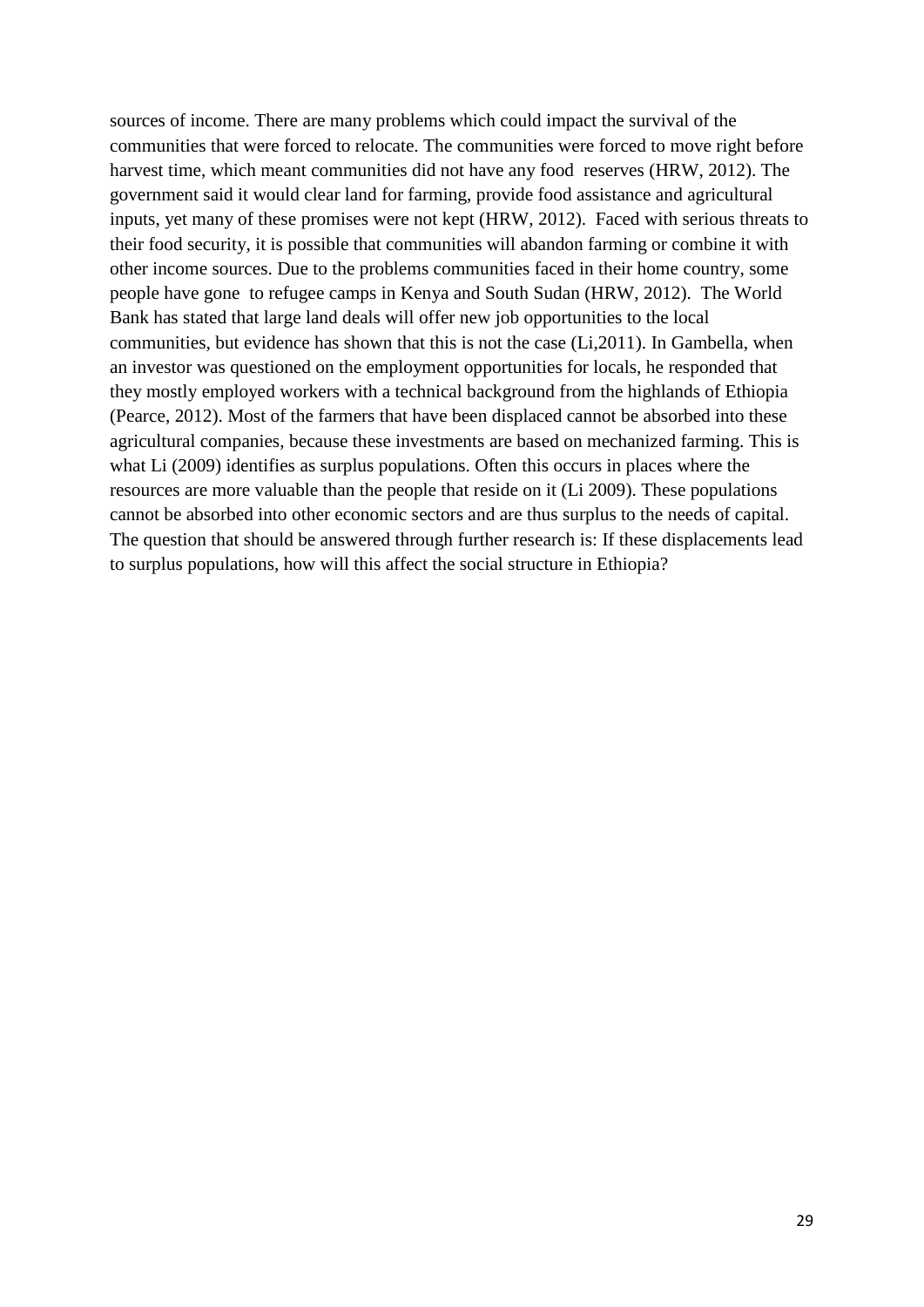sources of income. There are many problems which could impact the survival of the communities that were forced to relocate. The communities were forced to move right before harvest time, which meant communities did not have any food reserves (HRW, 2012). The government said it would clear land for farming, provide food assistance and agricultural inputs, yet many of these promises were not kept (HRW, 2012). Faced with serious threats to their food security, it is possible that communities will abandon farming or combine it with other income sources. Due to the problems communities faced in their home country, some people have gone to refugee camps in Kenya and South Sudan (HRW, 2012). The World Bank has stated that large land deals will offer new job opportunities to the local communities, but evidence has shown that this is not the case (Li,2011). In Gambella, when an investor was questioned on the employment opportunities for locals, he responded that they mostly employed workers with a technical background from the highlands of Ethiopia (Pearce, 2012). Most of the farmers that have been displaced cannot be absorbed into these agricultural companies, because these investments are based on mechanized farming. This is what Li (2009) identifies as surplus populations. Often this occurs in places where the resources are more valuable than the people that reside on it (Li 2009). These populations cannot be absorbed into other economic sectors and are thus surplus to the needs of capital. The question that should be answered through further research is: If these displacements lead to surplus populations, how will this affect the social structure in Ethiopia?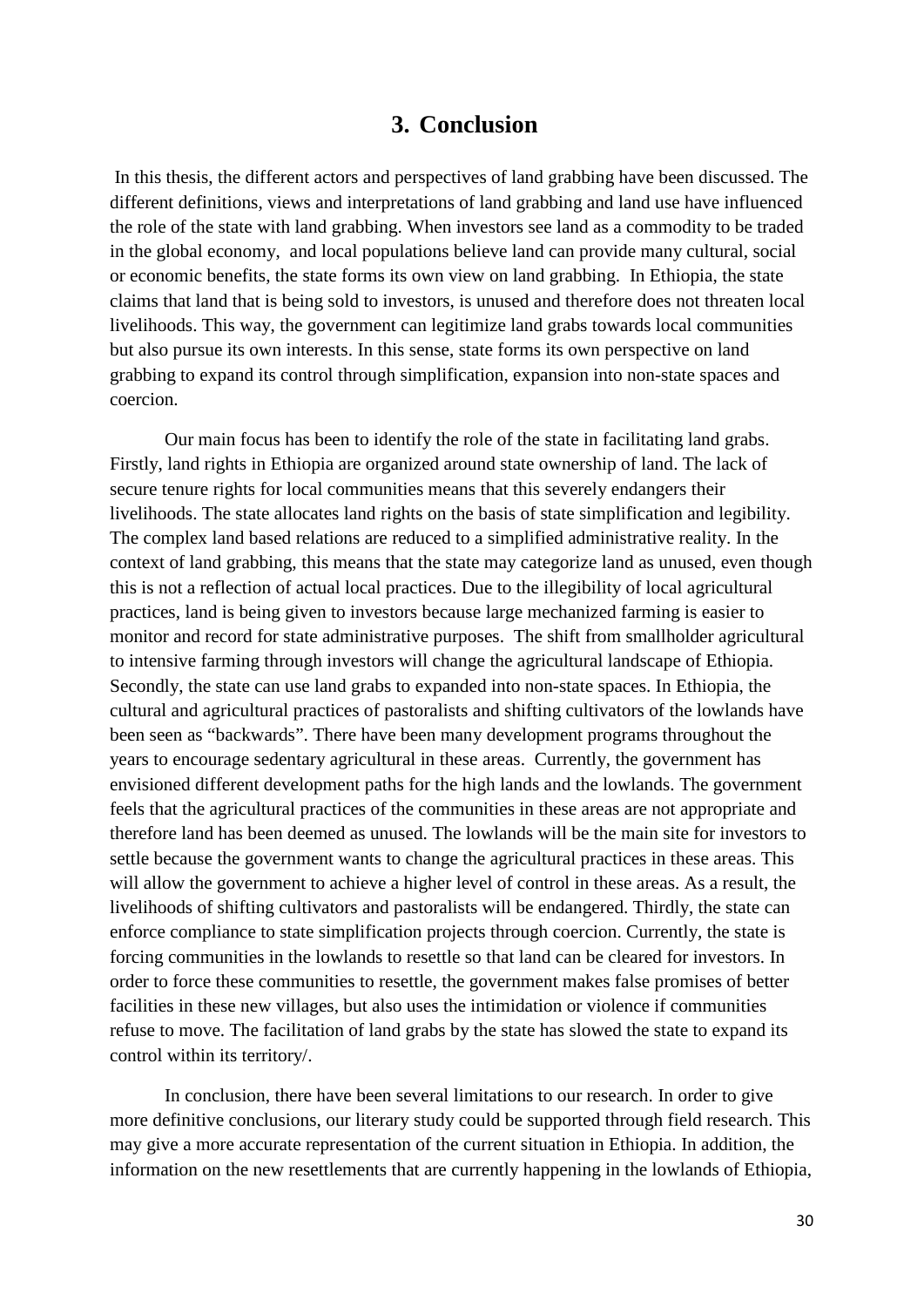# 3. Conclusion

In this thesis, the different actors and perspectives of land grabbing have been discussed. The different definitions, views and interpretations of land grabbing and land use have influenced the role of the state with land grabbing. When investors see land as a commodity to be traded in the global economy, and local populations believe land can provide many cultural, social or economic benefits, the state forms its own view on land grabbing. In Ethiopia, the state claims that land that is being sold to investors, is unused and therefore does not threaten local livelihoods. This way, the government can legitimize land grabs towards local communities but also pursue its own interests. In this sense, state forms its own perspective on land grabbing to expand its control through simplification, expansion into non-state spaces and coercion.

Our main focus has been to identify the role of the state in facilitating land grabs. Firstly, land rights in Ethiopia are organized around state ownership of land. The lack of secure tenure rights for local communities means that this severely endangers their livelihoods. The state allocates land rights on the basis of state simplification and legibility. The complex land based relations are reduced to a simplified administrative reality. In the context of land grabbing, this means that the state may categorize land as unused, even though this is not a reflection of actual local practices. Due to the illegibility of local agricultural practices, land is being given to investors because large mechanized farming is easier to monitor and record for state administrative purposes. The shift from smallholder agricultural to intensive farming through investors will change the agricultural landscape of Ethiopia. Secondly, the state can use land grabs to expanded into non-state spaces. In Ethiopia, the cultural and agricultural practices of pastoralists and shifting cultivators of the lowlands have been seen as "backwards". There have been many development programs throughout the years to encourage sedentary agricultural in these areas. Currently, the government has envisioned different development paths for the high lands and the lowlands. The government feels that the agricultural practices of the communities in these areas are not appropriate and therefore land has been deemed as unused. The lowlands will be the main site for investors to settle because the government wants to change the agricultural practices in these areas. This will allow the government to achieve a higher level of control in these areas. As a result, the livelihoods of shifting cultivators and pastoralists will be endangered. Thirdly, the state can enforce compliance to state simplification projects through coercion. Currently, the state is forcing communities in the lowlands to resettle so that land can be cleared for investors. In order to force these communities to resettle, the government makes false promises of better facilities in these new villages, but also uses the intimidation or violence if communities refuse to move. The facilitation of land grabs by the state has slowed the state to expand its control within its territory/.

In conclusion, there have been several limitations to our research. In order to give more definitive conclusions, our literary study could be supported through field research. This may give a more accurate representation of the current situation in Ethiopia. In addition, the information on the new resettlements that are currently happening in the lowlands of Ethiopia,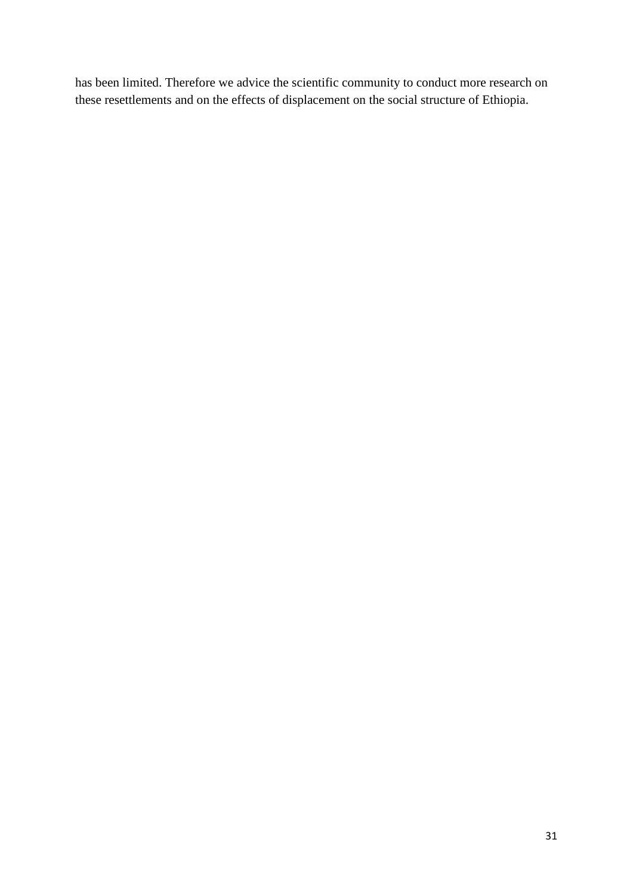has been limited. Therefore we advice the scientific community to conduct more research on these resettlements and on the effects of displacement on the social structure of Ethiopia.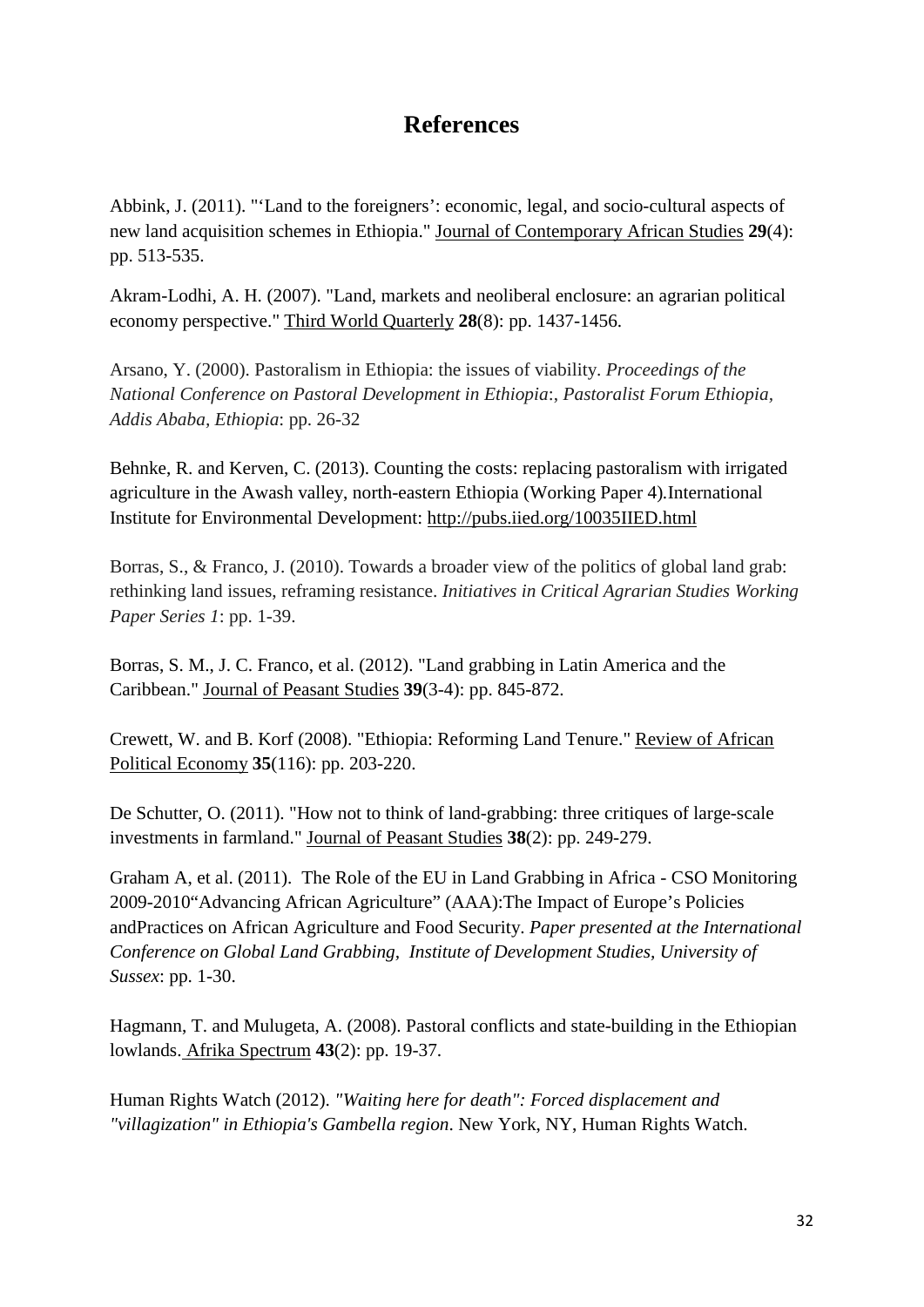# References

Abbink, J. (2011). "'Land to the foreigners': economic, legal, and socio-cultural aspects of new land acquisition schemes in Ethiopia." Journal of Contemporary African Studies **29**(4): pp. 513-535.

Akram-Lodhi, A. H. (2007). "Land, markets and neoliberal enclosure: an agrarian political economy perspective." Third World Quarterly **28**(8): pp. 1437-1456.

Arsano, Y. (2000). Pastoralism in Ethiopia: the issues of viability. *Proceedings of the National Conference on Pastoral Development in Ethiopia*:, *Pastoralist Forum Ethiopia, Addis Ababa, Ethiopia*: pp. 26-32

Behnke, R. and Kerven, C. (2013). Counting the costs: replacing pastoralism with irrigated agriculture in the Awash valley, north-eastern Ethiopia (Working Paper 4).International Institute for Environmental Development: http://pubs.iied.org/10035IIED.html

Borras, S., & Franco, J. (2010). Towards a broader view of the politics of global land grab: rethinking land issues, reframing resistance. *Initiatives in Critical Agrarian Studies Working Paper Series 1*: pp. 1-39.

Borras, S. M., J. C. Franco, et al. (2012). "Land grabbing in Latin America and the Caribbean." Journal of Peasant Studies **39**(3-4): pp. 845-872.

Crewett, W. and B. Korf (2008). "Ethiopia: Reforming Land Tenure." Review of African Political Economy **35**(116): pp. 203-220.

De Schutter, O. (2011). "How not to think of land-grabbing: three critiques of large-scale investments in farmland." Journal of Peasant Studies **38**(2): pp. 249-279.

Graham A, et al. (2011). The Role of the EU in Land Grabbing in Africa - CSO Monitoring 2009-2010"Advancing African Agriculture" (AAA):The Impact of Europe's Policies andPractices on African Agriculture and Food Security. *Paper presented at the International Conference on Global Land Grabbing, Institute of Development Studies, University of Sussex*: pp. 1-30.

Hagmann, T. and Mulugeta, A. (2008). Pastoral conflicts and state-building in the Ethiopian lowlands. Afrika Spectrum **43**(2): pp. 19-37.

Human Rights Watch (2012). *"Waiting here for death": Forced displacement and "villagization" in Ethiopia's Gambella region*. New York, NY, Human Rights Watch.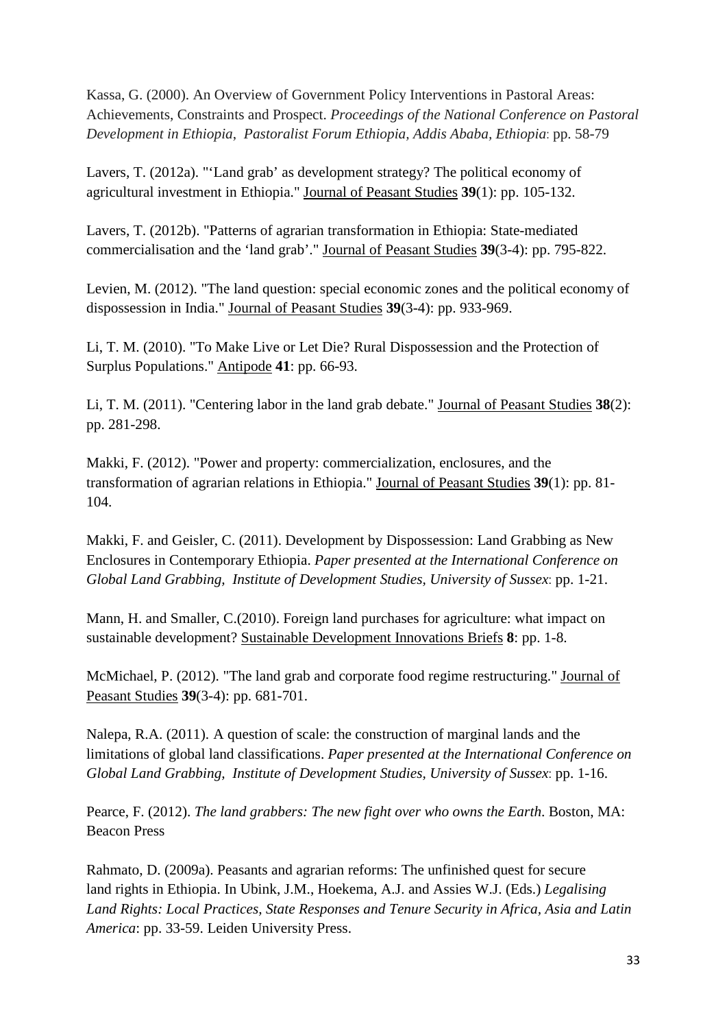Kassa, G. (2000). An Overview of Government Policy Interventions in Pastoral Areas: Achievements, Constraints and Prospect. *Proceedings of the National Conference on Pastoral Development in Ethiopia, Pastoralist Forum Ethiopia, Addis Ababa, Ethiopia*: pp. 58-79

Lavers, T. (2012a). "'Land grab' as development strategy? The political economy of agricultural investment in Ethiopia." Journal of Peasant Studies **39**(1): pp. 105-132.

Lavers, T. (2012b). "Patterns of agrarian transformation in Ethiopia: State-mediated commercialisation and the 'land grab'." Journal of Peasant Studies **39**(3-4): pp. 795-822.

Levien, M. (2012). "The land question: special economic zones and the political economy of dispossession in India." Journal of Peasant Studies **39**(3-4): pp. 933-969.

Li, T. M. (2010). "To Make Live or Let Die? Rural Dispossession and the Protection of Surplus Populations." Antipode **41**: pp. 66-93.

Li, T. M. (2011). "Centering labor in the land grab debate." Journal of Peasant Studies **38**(2): pp. 281-298.

Makki, F. (2012). "Power and property: commercialization, enclosures, and the transformation of agrarian relations in Ethiopia." Journal of Peasant Studies **39**(1): pp. 81-104.

Makki, F. and Geisler, C. (2011). Development by Dispossession: Land Grabbing as New Enclosures in Contemporary Ethiopia. *Paper presented at the International Conference on Global Land Grabbing, Institute of Development Studies, University of Sussex*: pp. 1-21.

Mann, H. and Smaller, C.(2010). Foreign land purchases for agriculture: what impact on sustainable development? Sustainable Development Innovations Briefs **8**: pp. 1-8.

McMichael, P. (2012). "The land grab and corporate food regime restructuring." Journal of Peasant Studies **39**(3-4): pp. 681-701.

Nalepa, R.A. (2011). A question of scale: the construction of marginal lands and the limitations of global land classifications. *Paper presented at the International Conference on Global Land Grabbing, Institute of Development Studies, University of Sussex*: pp. 1-16.

Pearce, F. (2012). *The land grabbers: The new fight over who owns the Earth*. Boston, MA: Beacon Press

Rahmato, D. (2009a). Peasants and agrarian reforms: The unfinished quest for secure land rights in Ethiopia. In Ubink, J.M., Hoekema, A.J. and Assies W.J. (Eds.) *Legalising Land Rights: Local Practices, State Responses and Tenure Security in Africa, Asia and Latin America*: pp. 33-59. Leiden University Press.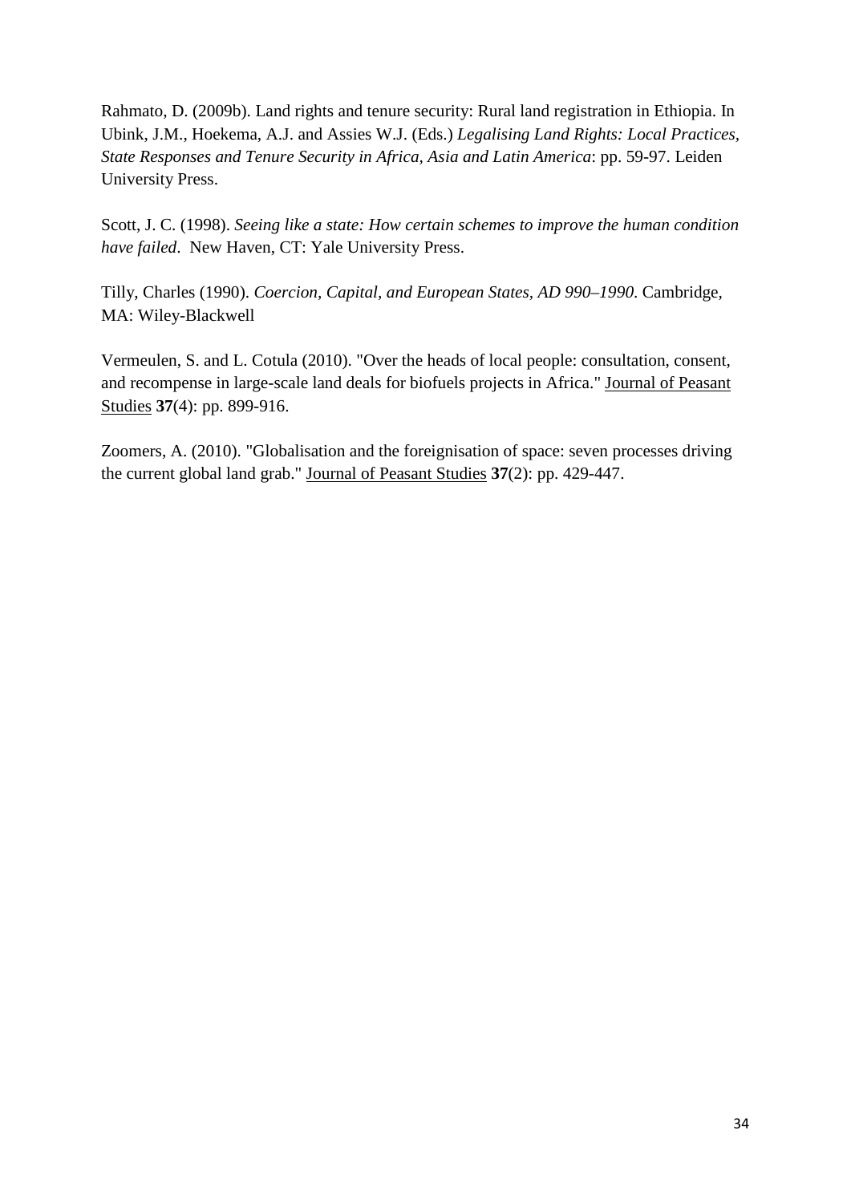Rahmato, D. (2009b). Land rights and tenure security: Rural land registration in Ethiopia. In Ubink, J.M., Hoekema, A.J. and Assies W.J. (Eds.) *Legalising Land Rights: Local Practices, State Responses and Tenure Security in Africa, Asia and Latin America*: pp. 59-97. Leiden University Press.

Scott, J. C. (1998). *Seeing like a state: How certain schemes to improve the human condition have failed*. New Haven, CT: Yale University Press.

Tilly, Charles (1990). *Coercion, Capital, and European States, AD 990–1990*. Cambridge, MA: Wiley-Blackwell

Vermeulen, S. and L. Cotula (2010). "Over the heads of local people: consultation, consent, and recompense in large-scale land deals for biofuels projects in Africa." Journal of Peasant Studies **37**(4): pp. 899-916.

Zoomers, A. (2010). "Globalisation and the foreignisation of space: seven processes driving the current global land grab." Journal of Peasant Studies **37**(2): pp. 429-447.